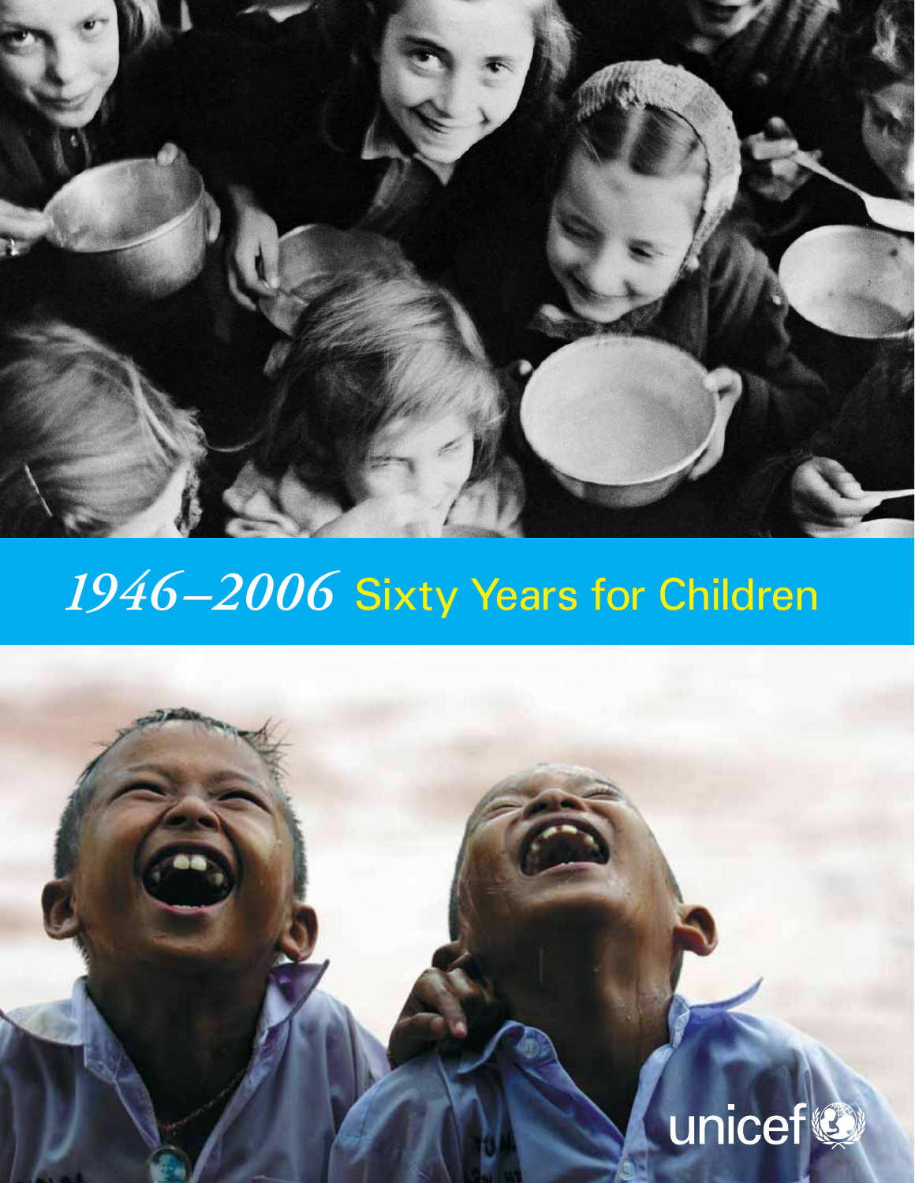# *1946–2006* Sixty Years for Children

unicef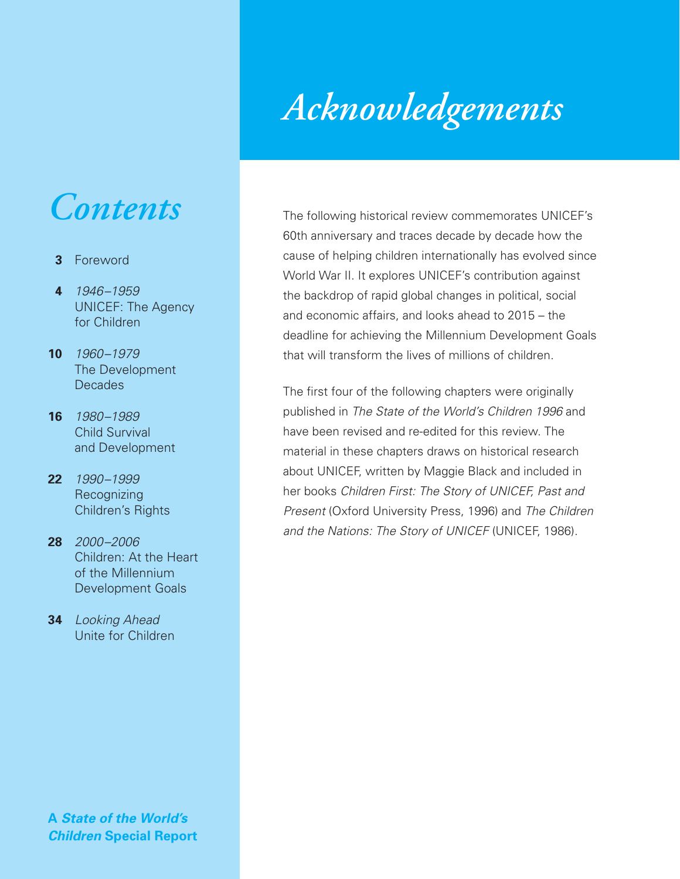# Contents

- **3** Foreword
- **4** *1946–1959* UNICEF: The Agency for Children
- **10** *1960–1979* The Development Decades
- **16** *1980–1989* Child Survival and Development
- **22** *1990–1999* Recognizing Children's Rights
- **28** *2000–2006* Children: At the Heart of the Millennium Development Goals
- **34** *Looking Ahead* Unite for Children

**A *State of the World's Children* Special Report**

# *Acknowledgements*

The following historical review commemorates UNICEF's 60th anniversary and traces decade by decade how the cause of helping children internationally has evolved since World War II. It explores UNICEF's contribution against the backdrop of rapid global changes in political, social and economic affairs, and looks ahead to 2015 – the deadline for achieving the Millennium Development Goals that will transform the lives of millions of children.

The first four of the following chapters were originally published in *The State of the World's Children 1996* and have been revised and re-edited for this review. The material in these chapters draws on historical research about UNICEF, written by Maggie Black and included in her books *Children First: The Story of UNICEF, Past and Present* (Oxford University Press, 1996) and *The Children and the Nations: The Story of UNICEF* (UNICEF, 1986).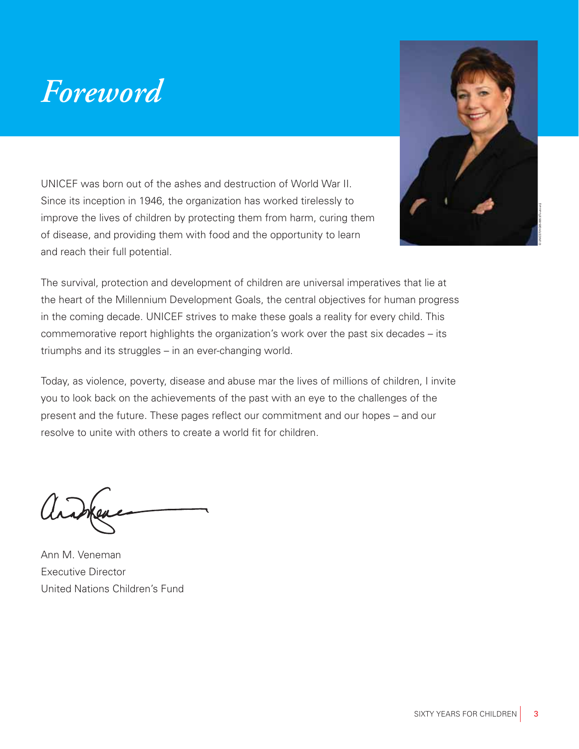# *Foreword*

UNICEF was born out of the ashes and destruction of World War II. Since its inception in 1946, the organization has worked tirelessly to improve the lives of children by protecting them from harm, curing them of disease, and providing them with food and the opportunity to learn and reach their full potential.

The survival, protection and development of children are universal imperatives that lie at the heart of the Millennium Development Goals, the central objectives for human progress in the coming decade. UNICEF strives to make these goals a reality for every child. This commemorative report highlights the organization's work over the past six decades – its triumphs and its struggles – in an ever-changing world.

Today, as violence, poverty, disease and abuse mar the lives of millions of children, I invite you to look back on the achievements of the past with an eye to the challenges of the present and the future. These pages reflect our commitment and our hopes – and our resolve to unite with others to create a world fit for children.

Ann M. Veneman
Executive Director
United Nations Children's Fund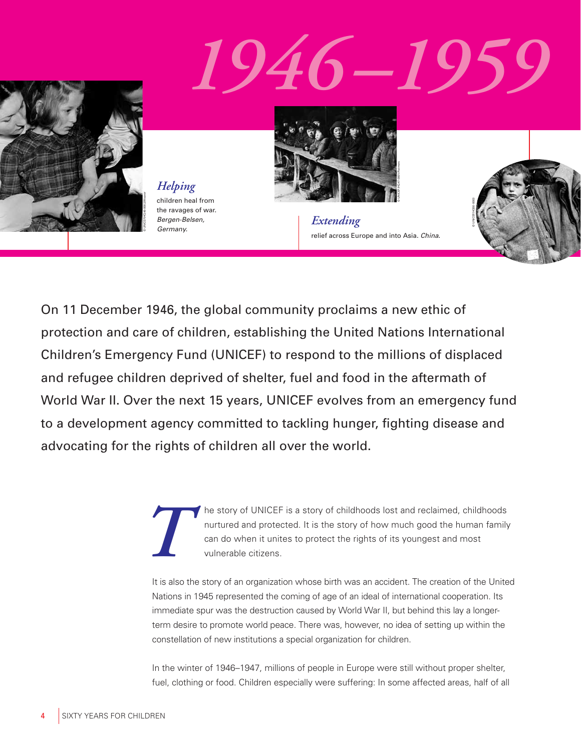# 1946–1959

*Helping* children heal from the ravages of war. *Bergen-Belsen, Germany.*

*Extending* relief across Europe and into Asia. *China.*

On 11 December 1946, the global community proclaims a new ethic of protection and care of children, establishing the United Nations International Children's Emergency Fund (UNICEF) to respond to the millions of displaced and refugee children deprived of shelter, fuel and food in the aftermath of World War II. Over the next 15 years, UNICEF evolves from an emergency fund to a development agency committed to tackling hunger, fighting disease and advocating for the rights of children all over the world.

The story of UNICEF is a story of childhoods lost and reclaimed, childhoods nurtured and protected. It is the story of how much good the human family can do when it unites to protect the rights of its youngest and most vulnerable citizens.

It is also the story of an organization whose birth was an accident. The creation of the United Nations in 1945 represented the coming of age of an ideal of international cooperation. Its immediate spur was the destruction caused by World War II, but behind this lay a longer-term desire to promote world peace. There was, however, no idea of setting up within the constellation of new institutions a special organization for children.

In the winter of 1946–1947, millions of people in Europe were still without proper shelter, fuel, clothing or food. Children especially were suffering: In some affected areas, half of all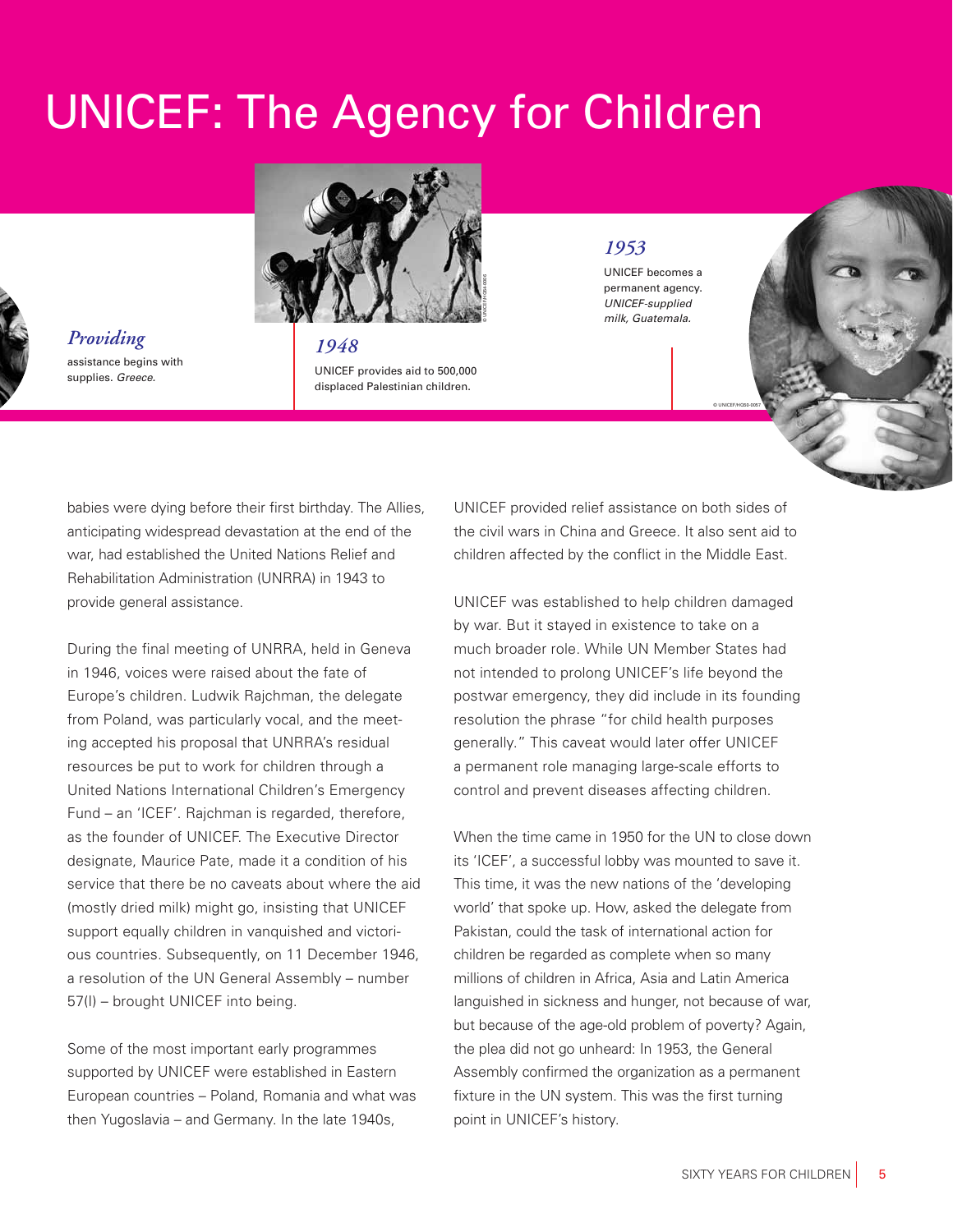# UNICEF: The Agency for Children

*Providing*

assistance begins with supplies. *Greece.*

*1948*

UNICEF provides aid to 500,000 displaced Palestinian children.

*1953*

UNICEF becomes a permanent agency. *UNICEF-supplied milk, Guatemala.*

babies were dying before their first birthday. The Allies, anticipating widespread devastation at the end of the war, had established the United Nations Relief and Rehabilitation Administration (UNRRA) in 1943 to provide general assistance.

During the final meeting of UNRRA, held in Geneva in 1946, voices were raised about the fate of Europe's children. Ludwik Rajchman, the delegate from Poland, was particularly vocal, and the meeting accepted his proposal that UNRRA's residual resources be put to work for children through a United Nations International Children's Emergency Fund – an 'ICEF'. Rajchman is regarded, therefore, as the founder of UNICEF. The Executive Director designate, Maurice Pate, made it a condition of his service that there be no caveats about where the aid (mostly dried milk) might go, insisting that UNICEF support equally children in vanquished and victorious countries. Subsequently, on 11 December 1946, a resolution of the UN General Assembly – number 57(I) – brought UNICEF into being.

Some of the most important early programmes supported by UNICEF were established in Eastern European countries – Poland, Romania and what was then Yugoslavia – and Germany. In the late 1940s, UNICEF provided relief assistance on both sides of the civil wars in China and Greece. It also sent aid to children affected by the conflict in the Middle East.

UNICEF was established to help children damaged by war. But it stayed in existence to take on a much broader role. While UN Member States had not intended to prolong UNICEF's life beyond the postwar emergency, they did include in its founding resolution the phrase "for child health purposes generally." This caveat would later offer UNICEF a permanent role managing large-scale efforts to control and prevent diseases affecting children.

When the time came in 1950 for the UN to close down its 'ICEF', a successful lobby was mounted to save it. This time, it was the new nations of the 'developing world' that spoke up. How, asked the delegate from Pakistan, could the task of international action for children be regarded as complete when so many millions of children in Africa, Asia and Latin America languished in sickness and hunger, not because of war, but because of the age-old problem of poverty? Again, the plea did not go unheard: In 1953, the General Assembly confirmed the organization as a permanent fixture in the UN system. This was the first turning point in UNICEF's history.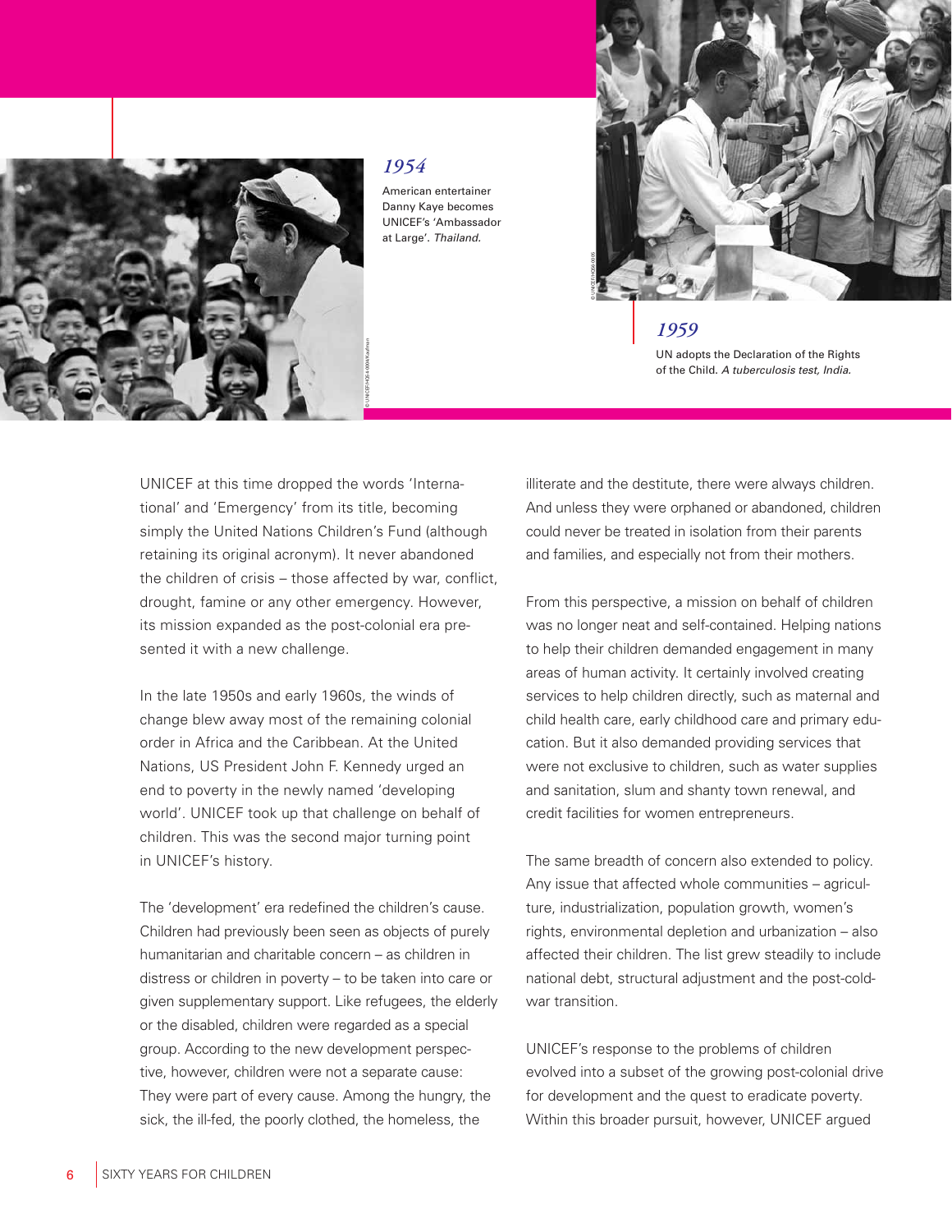*1954*

American entertainer Danny Kaye becomes UNICEF's 'Ambassador at Large'. *Thailand.*

*1959*

UN adopts the Declaration of the Rights of the Child. *A tuberculosis test, India.*

UNICEF at this time dropped the words 'International' and 'Emergency' from its title, becoming simply the United Nations Children's Fund (although retaining its original acronym). It never abandoned the children of crisis – those affected by war, conflict, drought, famine or any other emergency. However, its mission expanded as the post-colonial era presented it with a new challenge.

In the late 1950s and early 1960s, the winds of change blew away most of the remaining colonial order in Africa and the Caribbean. At the United Nations, US President John F. Kennedy urged an end to poverty in the newly named 'developing world'. UNICEF took up that challenge on behalf of children. This was the second major turning point in UNICEF's history.

The 'development' era redefined the children's cause. Children had previously been seen as objects of purely humanitarian and charitable concern – as children in distress or children in poverty – to be taken into care or given supplementary support. Like refugees, the elderly or the disabled, children were regarded as a special group. According to the new development perspective, however, children were not a separate cause: They were part of every cause. Among the hungry, the sick, the ill-fed, the poorly clothed, the homeless, the illiterate and the destitute, there were always children. And unless they were orphaned or abandoned, children could never be treated in isolation from their parents and families, and especially not from their mothers.

From this perspective, a mission on behalf of children was no longer neat and self-contained. Helping nations to help their children demanded engagement in many areas of human activity. It certainly involved creating services to help children directly, such as maternal and child health care, early childhood care and primary education. But it also demanded providing services that were not exclusive to children, such as water supplies and sanitation, slum and shanty town renewal, and credit facilities for women entrepreneurs.

The same breadth of concern also extended to policy. Any issue that affected whole communities – agriculture, industrialization, population growth, women's rights, environmental depletion and urbanization – also affected their children. The list grew steadily to include national debt, structural adjustment and the post-cold-war transition.

UNICEF's response to the problems of children evolved into a subset of the growing post-colonial drive for development and the quest to eradicate poverty. Within this broader pursuit, however, UNICEF argued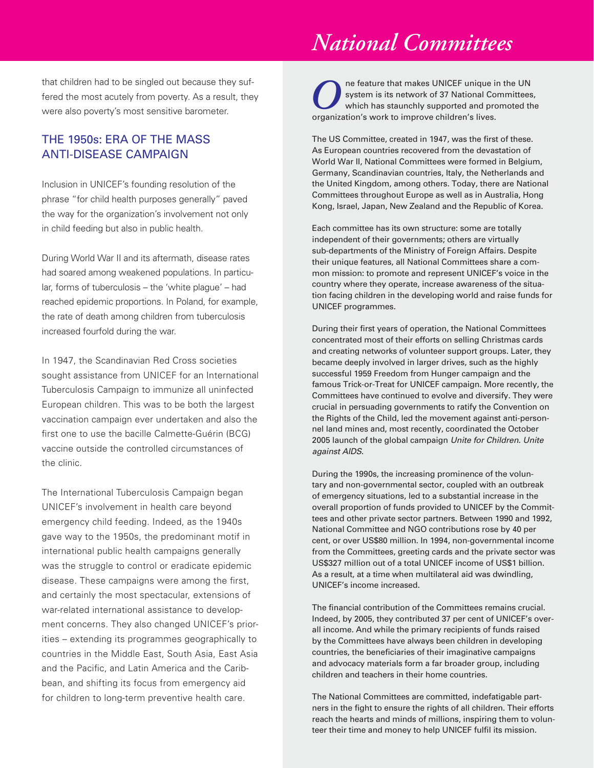that children had to be singled out because they suffered the most acutely from poverty. As a result, they were also poverty's most sensitive barometer.

## THE 1950s: ERA OF THE MASS ANTI-DISEASE CAMPAIGN

Inclusion in UNICEF's founding resolution of the phrase "for child health purposes generally" paved the way for the organization's involvement not only in child feeding but also in public health.

During World War II and its aftermath, disease rates had soared among weakened populations. In particular, forms of tuberculosis – the 'white plague' – had reached epidemic proportions. In Poland, for example, the rate of death among children from tuberculosis increased fourfold during the war.

In 1947, the Scandinavian Red Cross societies sought assistance from UNICEF for an International Tuberculosis Campaign to immunize all uninfected European children. This was to be both the largest vaccination campaign ever undertaken and also the first one to use the bacille Calmette-Guérin (BCG) vaccine outside the controlled circumstances of the clinic.

The International Tuberculosis Campaign began UNICEF's involvement in health care beyond emergency child feeding. Indeed, as the 1940s gave way to the 1950s, the predominant motif in international public health campaigns generally was the struggle to control or eradicate epidemic disease. These campaigns were among the first, and certainly the most spectacular, extensions of war-related international assistance to development concerns. They also changed UNICEF's priorities – extending its programmes geographically to countries in the Middle East, South Asia, East Asia and the Pacific, and Latin America and the Caribbean, and shifting its focus from emergency aid for children to long-term preventive health care.

# *National Committees*

One feature that makes UNICEF unique in the UN system is its network of 37 National Committees, which has staunchly supported and promoted the organization's work to improve children's lives.

The US Committee, created in 1947, was the first of these. As European countries recovered from the devastation of World War II, National Committees were formed in Belgium, Germany, Scandinavian countries, Italy, the Netherlands and the United Kingdom, among others. Today, there are National Committees throughout Europe as well as in Australia, Hong Kong, Israel, Japan, New Zealand and the Republic of Korea.

Each committee has its own structure: some are totally independent of their governments; others are virtually sub-departments of the Ministry of Foreign Affairs. Despite their unique features, all National Committees share a common mission: to promote and represent UNICEF's voice in the country where they operate, increase awareness of the situation facing children in the developing world and raise funds for UNICEF programmes.

During their first years of operation, the National Committees concentrated most of their efforts on selling Christmas cards and creating networks of volunteer support groups. Later, they became deeply involved in larger drives, such as the highly successful 1959 Freedom from Hunger campaign and the famous Trick-or-Treat for UNICEF campaign. More recently, the Committees have continued to evolve and diversify. They were crucial in persuading governments to ratify the Convention on the Rights of the Child, led the movement against anti-personnel land mines and, most recently, coordinated the October 2005 launch of the global campaign *Unite for Children. Unite against AIDS*.

During the 1990s, the increasing prominence of the voluntary and non-governmental sector, coupled with an outbreak of emergency situations, led to a substantial increase in the overall proportion of funds provided to UNICEF by the Committees and other private sector partners. Between 1990 and 1992, National Committee and NGO contributions rose by 40 per cent, or over US$80 million. In 1994, non-governmental income from the Committees, greeting cards and the private sector was US$327 million out of a total UNICEF income of US$1 billion. As a result, at a time when multilateral aid was dwindling, UNICEF's income increased.

The financial contribution of the Committees remains crucial. Indeed, by 2005, they contributed 37 per cent of UNICEF's overall income. And while the primary recipients of funds raised by the Committees have always been children in developing countries, the beneficiaries of their imaginative campaigns and advocacy materials form a far broader group, including children and teachers in their home countries.

The National Committees are committed, indefatigable partners in the fight to ensure the rights of all children. Their efforts reach the hearts and minds of millions, inspiring them to volunteer their time and money to help UNICEF fulfil its mission.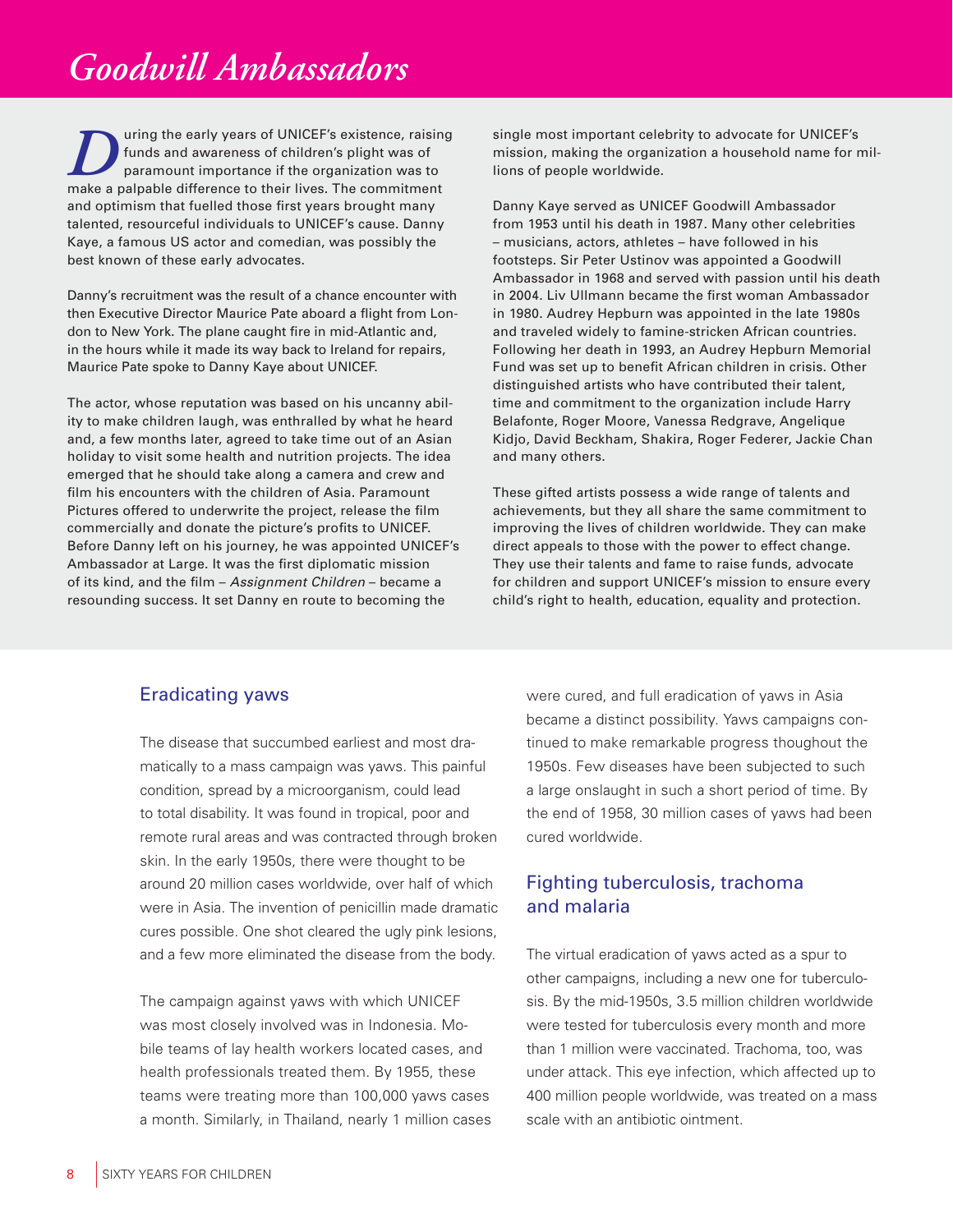# Goodwill Ambassadors

During the early years of UNICEF's existence, raising funds and awareness of children's plight was of paramount importance if the organization was to make a palpable difference to their lives. The commitment and optimism that fuelled those first years brought many talented, resourceful individuals to UNICEF's cause. Danny Kaye, a famous US actor and comedian, was possibly the best known of these early advocates.

Danny's recruitment was the result of a chance encounter with then Executive Director Maurice Pate aboard a flight from London to New York. The plane caught fire in mid-Atlantic and, in the hours while it made its way back to Ireland for repairs, Maurice Pate spoke to Danny Kaye about UNICEF.

The actor, whose reputation was based on his uncanny ability to make children laugh, was enthralled by what he heard and, a few months later, agreed to take time out of an Asian holiday to visit some health and nutrition projects. The idea emerged that he should take along a camera and crew and film his encounters with the children of Asia. Paramount Pictures offered to underwrite the project, release the film commercially and donate the picture's profits to UNICEF. Before Danny left on his journey, he was appointed UNICEF's Ambassador at Large. It was the first diplomatic mission of its kind, and the film – *Assignment Children* – became a resounding success. It set Danny en route to becoming the single most important celebrity to advocate for UNICEF's mission, making the organization a household name for millions of people worldwide.

Danny Kaye served as UNICEF Goodwill Ambassador from 1953 until his death in 1987. Many other celebrities – musicians, actors, athletes – have followed in his footsteps. Sir Peter Ustinov was appointed a Goodwill Ambassador in 1968 and served with passion until his death in 2004. Liv Ullmann became the first woman Ambassador in 1980. Audrey Hepburn was appointed in the late 1980s and traveled widely to famine-stricken African countries. Following her death in 1993, an Audrey Hepburn Memorial Fund was set up to benefit African children in crisis. Other distinguished artists who have contributed their talent, time and commitment to the organization include Harry Belafonte, Roger Moore, Vanessa Redgrave, Angelique Kidjo, David Beckham, Shakira, Roger Federer, Jackie Chan and many others.

These gifted artists possess a wide range of talents and achievements, but they all share the same commitment to improving the lives of children worldwide. They can make direct appeals to those with the power to effect change. They use their talents and fame to raise funds, advocate for children and support UNICEF's mission to ensure every child's right to health, education, equality and protection.

## Eradicating yaws

The disease that succumbed earliest and most dramatically to a mass campaign was yaws. This painful condition, spread by a microorganism, could lead to total disability. It was found in tropical, poor and remote rural areas and was contracted through broken skin. In the early 1950s, there were thought to be around 20 million cases worldwide, over half of which were in Asia. The invention of penicillin made dramatic cures possible. One shot cleared the ugly pink lesions, and a few more eliminated the disease from the body.

The campaign against yaws with which UNICEF was most closely involved was in Indonesia. Mobile teams of lay health workers located cases, and health professionals treated them. By 1955, these teams were treating more than 100,000 yaws cases a month. Similarly, in Thailand, nearly 1 million cases were cured, and full eradication of yaws in Asia became a distinct possibility. Yaws campaigns continued to make remarkable progress thoughout the 1950s. Few diseases have been subjected to such a large onslaught in such a short period of time. By the end of 1958, 30 million cases of yaws had been cured worldwide.

## Fighting tuberculosis, trachoma and malaria

The virtual eradication of yaws acted as a spur to other campaigns, including a new one for tuberculosis. By the mid-1950s, 3.5 million children worldwide were tested for tuberculosis every month and more than 1 million were vaccinated. Trachoma, too, was under attack. This eye infection, which affected up to 400 million people worldwide, was treated on a mass scale with an antibiotic ointment.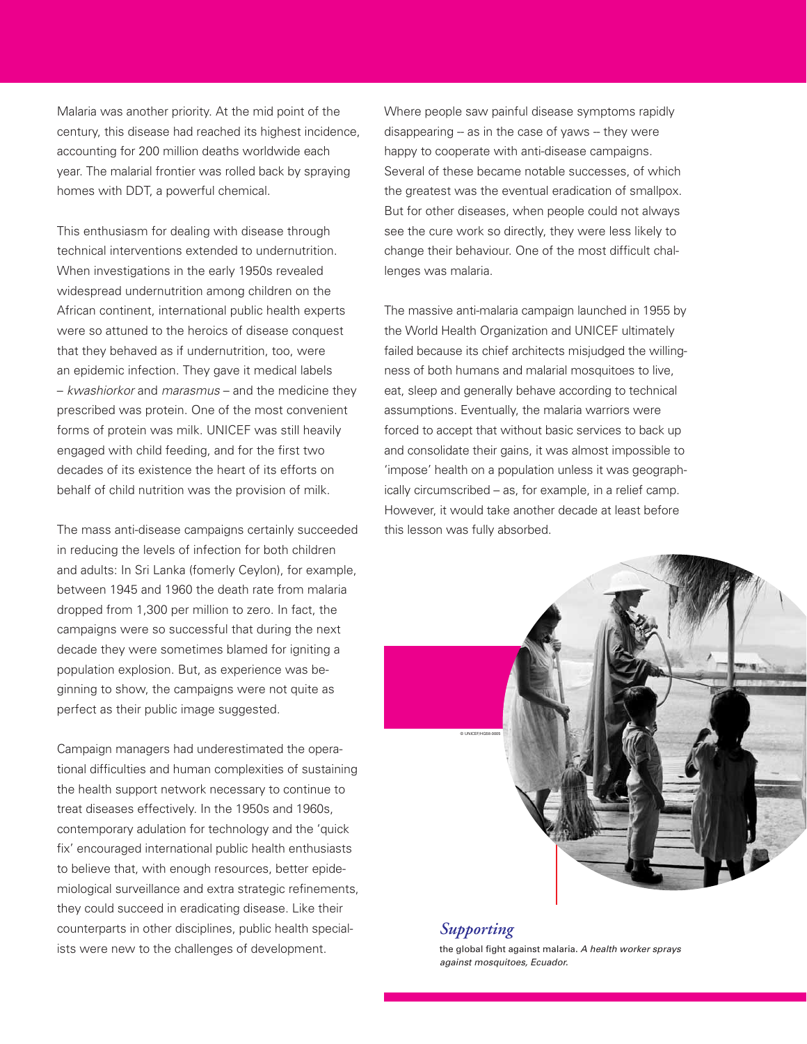Malaria was another priority. At the mid point of the century, this disease had reached its highest incidence, accounting for 200 million deaths worldwide each year. The malarial frontier was rolled back by spraying homes with DDT, a powerful chemical.

This enthusiasm for dealing with disease through technical interventions extended to undernutrition. When investigations in the early 1950s revealed widespread undernutrition among children on the African continent, international public health experts were so attuned to the heroics of disease conquest that they behaved as if undernutrition, too, were an epidemic infection. They gave it medical labels – *kwashiorkor* and *marasmus* – and the medicine they prescribed was protein. One of the most convenient forms of protein was milk. UNICEF was still heavily engaged with child feeding, and for the first two decades of its existence the heart of its efforts on behalf of child nutrition was the provision of milk.

The mass anti-disease campaigns certainly succeeded in reducing the levels of infection for both children and adults: In Sri Lanka (fomerly Ceylon), for example, between 1945 and 1960 the death rate from malaria dropped from 1,300 per million to zero. In fact, the campaigns were so successful that during the next decade they were sometimes blamed for igniting a population explosion. But, as experience was beginning to show, the campaigns were not quite as perfect as their public image suggested.

Campaign managers had underestimated the operational difficulties and human complexities of sustaining the health support network necessary to continue to treat diseases effectively. In the 1950s and 1960s, contemporary adulation for technology and the 'quick fix' encouraged international public health enthusiasts to believe that, with enough resources, better epidemiological surveillance and extra strategic refinements, they could succeed in eradicating disease. Like their counterparts in other disciplines, public health specialists were new to the challenges of development.

Where people saw painful disease symptoms rapidly disappearing – as in the case of yaws – they were happy to cooperate with anti-disease campaigns. Several of these became notable successes, of which the greatest was the eventual eradication of smallpox. But for other diseases, when people could not always see the cure work so directly, they were less likely to change their behaviour. One of the most difficult challenges was malaria.

The massive anti-malaria campaign launched in 1955 by the World Health Organization and UNICEF ultimately failed because its chief architects misjudged the willingness of both humans and malarial mosquitoes to live, eat, sleep and generally behave according to technical assumptions. Eventually, the malaria warriors were forced to accept that without basic services to back up and consolidate their gains, it was almost impossible to 'impose' health on a population unless it was geographically circumscribed – as, for example, in a relief camp. However, it would take another decade at least before this lesson was fully absorbed.

© UNICEF/HQ58-0005

*Supporting* the global fight against malaria. *A health worker sprays against mosquitoes, Ecuador.*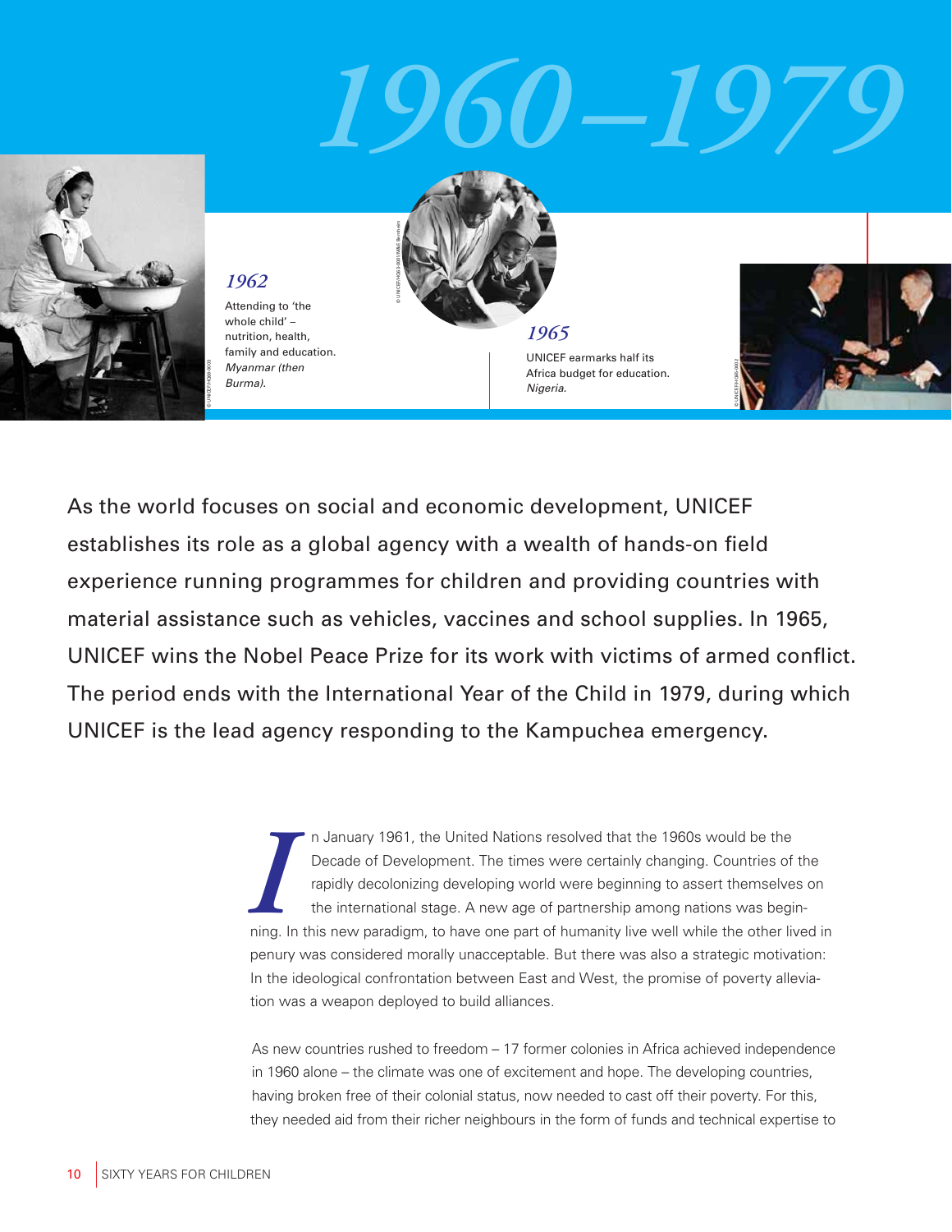# 1960–1979

*1962*

Attending to 'the whole child' – nutrition, health, family and education. *Myanmar (then Burma).*

*1965*

UNICEF earmarks half its Africa budget for education. *Nigeria.*

As the world focuses on social and economic development, UNICEF establishes its role as a global agency with a wealth of hands-on field experience running programmes for children and providing countries with material assistance such as vehicles, vaccines and school supplies. In 1965, UNICEF wins the Nobel Peace Prize for its work with victims of armed conflict. The period ends with the International Year of the Child in 1979, during which UNICEF is the lead agency responding to the Kampuchea emergency.

In January 1961, the United Nations resolved that the 1960s would be the Decade of Development. The times were certainly changing. Countries of the rapidly decolonizing developing world were beginning to assert themselves on the international stage. A new age of partnership among nations was beginning. In this new paradigm, to have one part of humanity live well while the other lived in penury was considered morally unacceptable. But there was also a strategic motivation: In the ideological confrontation between East and West, the promise of poverty alleviation was a weapon deployed to build alliances.

As new countries rushed to freedom – 17 former colonies in Africa achieved independence in 1960 alone – the climate was one of excitement and hope. The developing countries, having broken free of their colonial status, now needed to cast off their poverty. For this, they needed aid from their richer neighbours in the form of funds and technical expertise to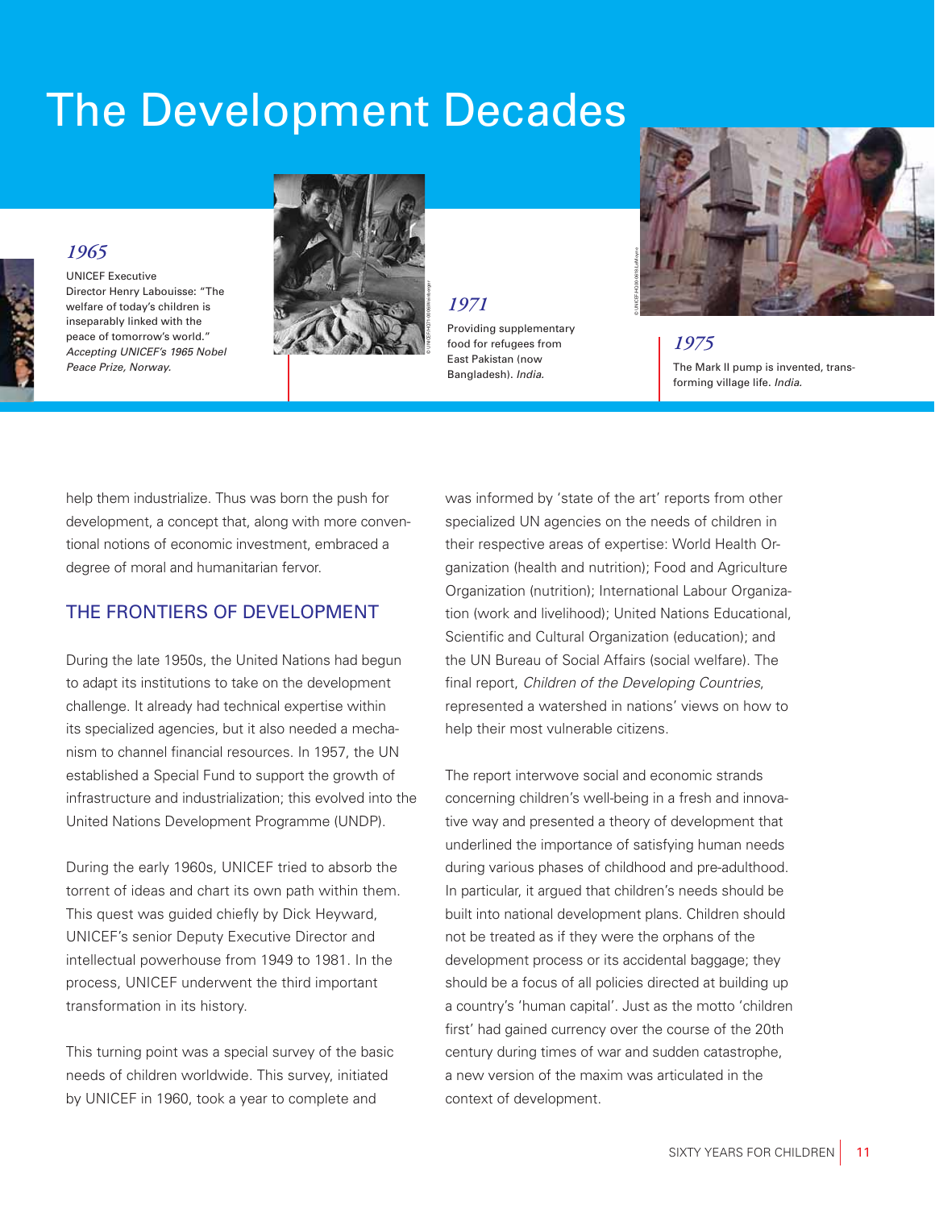# The Development Decades

*1965*

UNICEF Executive Director Henry Labouisse: "The welfare of today's children is inseparably linked with the peace of tomorrow's world." *Accepting UNICEF's 1965 Nobel Peace Prize, Norway.*

*1971*

Providing supplementary food for refugees from East Pakistan (now Bangladesh). *India.*

*1975*

The Mark II pump is invented, transforming village life. *India.*

help them industrialize. Thus was born the push for development, a concept that, along with more conventional notions of economic investment, embraced a degree of moral and humanitarian fervor.

## THE FRONTIERS OF DEVELOPMENT

During the late 1950s, the United Nations had begun to adapt its institutions to take on the development challenge. It already had technical expertise within its specialized agencies, but it also needed a mechanism to channel financial resources. In 1957, the UN established a Special Fund to support the growth of infrastructure and industrialization; this evolved into the United Nations Development Programme (UNDP).

During the early 1960s, UNICEF tried to absorb the torrent of ideas and chart its own path within them. This quest was guided chiefly by Dick Heyward, UNICEF's senior Deputy Executive Director and intellectual powerhouse from 1949 to 1981. In the process, UNICEF underwent the third important transformation in its history.

This turning point was a special survey of the basic needs of children worldwide. This survey, initiated by UNICEF in 1960, took a year to complete and was informed by 'state of the art' reports from other specialized UN agencies on the needs of children in their respective areas of expertise: World Health Organization (health and nutrition); Food and Agriculture Organization (nutrition); International Labour Organization (work and livelihood); United Nations Educational, Scientific and Cultural Organization (education); and the UN Bureau of Social Affairs (social welfare). The final report, *Children of the Developing Countries*, represented a watershed in nations' views on how to help their most vulnerable citizens.

The report interwove social and economic strands concerning children's well-being in a fresh and innovative way and presented a theory of development that underlined the importance of satisfying human needs during various phases of childhood and pre-adulthood. In particular, it argued that children's needs should be built into national development plans. Children should not be treated as if they were the orphans of the development process or its accidental baggage; they should be a focus of all policies directed at building up a country's 'human capital'. Just as the motto 'children first' had gained currency over the course of the 20th century during times of war and sudden catastrophe, a new version of the maxim was articulated in the context of development.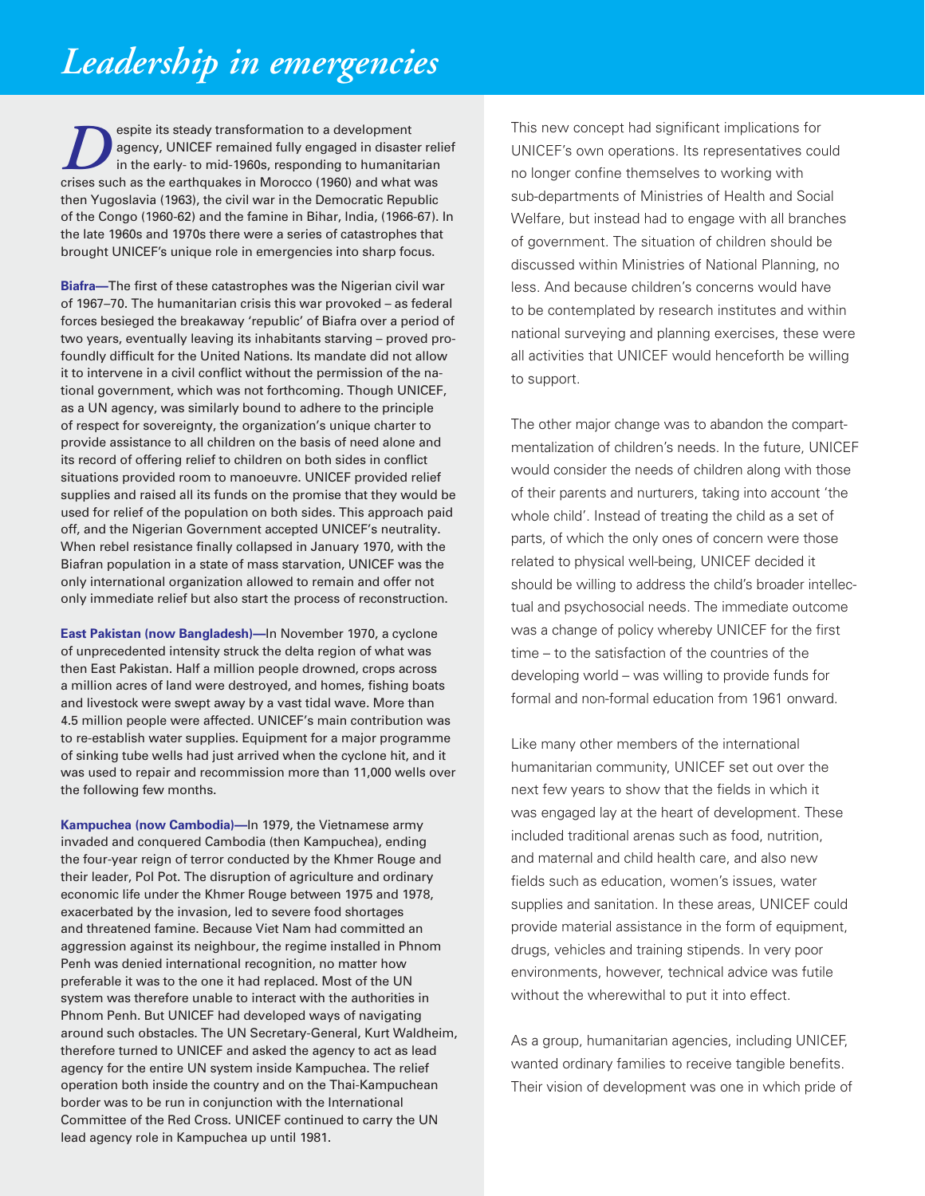# *Leadership in emergencies*

Despite its steady transformation to a development agency, UNICEF remained fully engaged in disaster relief in the early- to mid-1960s, responding to humanitarian crises such as the earthquakes in Morocco (1960) and what was then Yugoslavia (1963), the civil war in the Democratic Republic of the Congo (1960-62) and the famine in Bihar, India, (1966-67). In the late 1960s and 1970s there were a series of catastrophes that brought UNICEF's unique role in emergencies into sharp focus.

**Biafra—**The first of these catastrophes was the Nigerian civil war of 1967–70. The humanitarian crisis this war provoked – as federal forces besieged the breakaway 'republic' of Biafra over a period of two years, eventually leaving its inhabitants starving – proved profoundly difficult for the United Nations. Its mandate did not allow it to intervene in a civil conflict without the permission of the national government, which was not forthcoming. Though UNICEF, as a UN agency, was similarly bound to adhere to the principle of respect for sovereignty, the organization's unique charter to provide assistance to all children on the basis of need alone and its record of offering relief to children on both sides in conflict situations provided room to manoeuvre. UNICEF provided relief supplies and raised all its funds on the promise that they would be used for relief of the population on both sides. This approach paid off, and the Nigerian Government accepted UNICEF's neutrality. When rebel resistance finally collapsed in January 1970, with the Biafran population in a state of mass starvation, UNICEF was the only international organization allowed to remain and offer not only immediate relief but also start the process of reconstruction.

**East Pakistan (now Bangladesh)—**In November 1970, a cyclone of unprecedented intensity struck the delta region of what was then East Pakistan. Half a million people drowned, crops across a million acres of land were destroyed, and homes, fishing boats and livestock were swept away by a vast tidal wave. More than 4.5 million people were affected. UNICEF's main contribution was to re-establish water supplies. Equipment for a major programme of sinking tube wells had just arrived when the cyclone hit, and it was used to repair and recommission more than 11,000 wells over the following few months.

**Kampuchea (now Cambodia)—**In 1979, the Vietnamese army invaded and conquered Cambodia (then Kampuchea), ending the four-year reign of terror conducted by the Khmer Rouge and their leader, Pol Pot. The disruption of agriculture and ordinary economic life under the Khmer Rouge between 1975 and 1978, exacerbated by the invasion, led to severe food shortages and threatened famine. Because Viet Nam had committed an aggression against its neighbour, the regime installed in Phnom Penh was denied international recognition, no matter how preferable it was to the one it had replaced. Most of the UN system was therefore unable to interact with the authorities in Phnom Penh. But UNICEF had developed ways of navigating around such obstacles. The UN Secretary-General, Kurt Waldheim, therefore turned to UNICEF and asked the agency to act as lead agency for the entire UN system inside Kampuchea. The relief operation both inside the country and on the Thai-Kampuchean border was to be run in conjunction with the International Committee of the Red Cross. UNICEF continued to carry the UN lead agency role in Kampuchea up until 1981.

This new concept had significant implications for UNICEF's own operations. Its representatives could no longer confine themselves to working with sub-departments of Ministries of Health and Social Welfare, but instead had to engage with all branches of government. The situation of children should be discussed within Ministries of National Planning, no less. And because children's concerns would have to be contemplated by research institutes and within national surveying and planning exercises, these were all activities that UNICEF would henceforth be willing to support.

The other major change was to abandon the compartmentalization of children's needs. In the future, UNICEF would consider the needs of children along with those of their parents and nurturers, taking into account 'the whole child'. Instead of treating the child as a set of parts, of which the only ones of concern were those related to physical well-being, UNICEF decided it should be willing to address the child's broader intellectual and psychosocial needs. The immediate outcome was a change of policy whereby UNICEF for the first time – to the satisfaction of the countries of the developing world – was willing to provide funds for formal and non-formal education from 1961 onward.

Like many other members of the international humanitarian community, UNICEF set out over the next few years to show that the fields in which it was engaged lay at the heart of development. These included traditional arenas such as food, nutrition, and maternal and child health care, and also new fields such as education, women's issues, water supplies and sanitation. In these areas, UNICEF could provide material assistance in the form of equipment, drugs, vehicles and training stipends. In very poor environments, however, technical advice was futile without the wherewithal to put it into effect.

As a group, humanitarian agencies, including UNICEF, wanted ordinary families to receive tangible benefits. Their vision of development was one in which pride of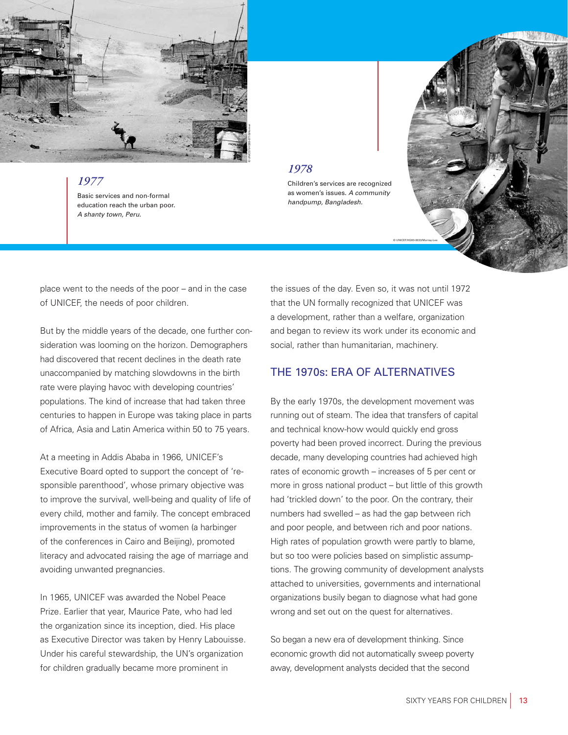*1977*

Basic services and non-formal education reach the urban poor. *A shanty town, Peru.*

*1978*

Children's services are recognized as women's issues. *A community handpump, Bangladesh.*

place went to the needs of the poor – and in the case of UNICEF, the needs of poor children.

But by the middle years of the decade, one further consideration was looming on the horizon. Demographers had discovered that recent declines in the death rate unaccompanied by matching slowdowns in the birth rate were playing havoc with developing countries' populations. The kind of increase that had taken three centuries to happen in Europe was taking place in parts of Africa, Asia and Latin America within 50 to 75 years.

At a meeting in Addis Ababa in 1966, UNICEF's Executive Board opted to support the concept of 'responsible parenthood', whose primary objective was to improve the survival, well-being and quality of life of every child, mother and family. The concept embraced improvements in the status of women (a harbinger of the conferences in Cairo and Beijing), promoted literacy and advocated raising the age of marriage and avoiding unwanted pregnancies.

In 1965, UNICEF was awarded the Nobel Peace Prize. Earlier that year, Maurice Pate, who had led the organization since its inception, died. His place as Executive Director was taken by Henry Labouisse. Under his careful stewardship, the UN's organization for children gradually became more prominent in the issues of the day. Even so, it was not until 1972 that the UN formally recognized that UNICEF was a development, rather than a welfare, organization and began to review its work under its economic and social, rather than humanitarian, machinery.

## THE 1970s: ERA OF ALTERNATIVES

By the early 1970s, the development movement was running out of steam. The idea that transfers of capital and technical know-how would quickly end gross poverty had been proved incorrect. During the previous decade, many developing countries had achieved high rates of economic growth – increases of 5 per cent or more in gross national product – but little of this growth had 'trickled down' to the poor. On the contrary, their numbers had swelled – as had the gap between rich and poor people, and between rich and poor nations. High rates of population growth were partly to blame, but so too were policies based on simplistic assumptions. The growing community of development analysts attached to universities, governments and international organizations busily began to diagnose what had gone wrong and set out on the quest for alternatives.

So began a new era of development thinking. Since economic growth did not automatically sweep poverty away, development analysts decided that the second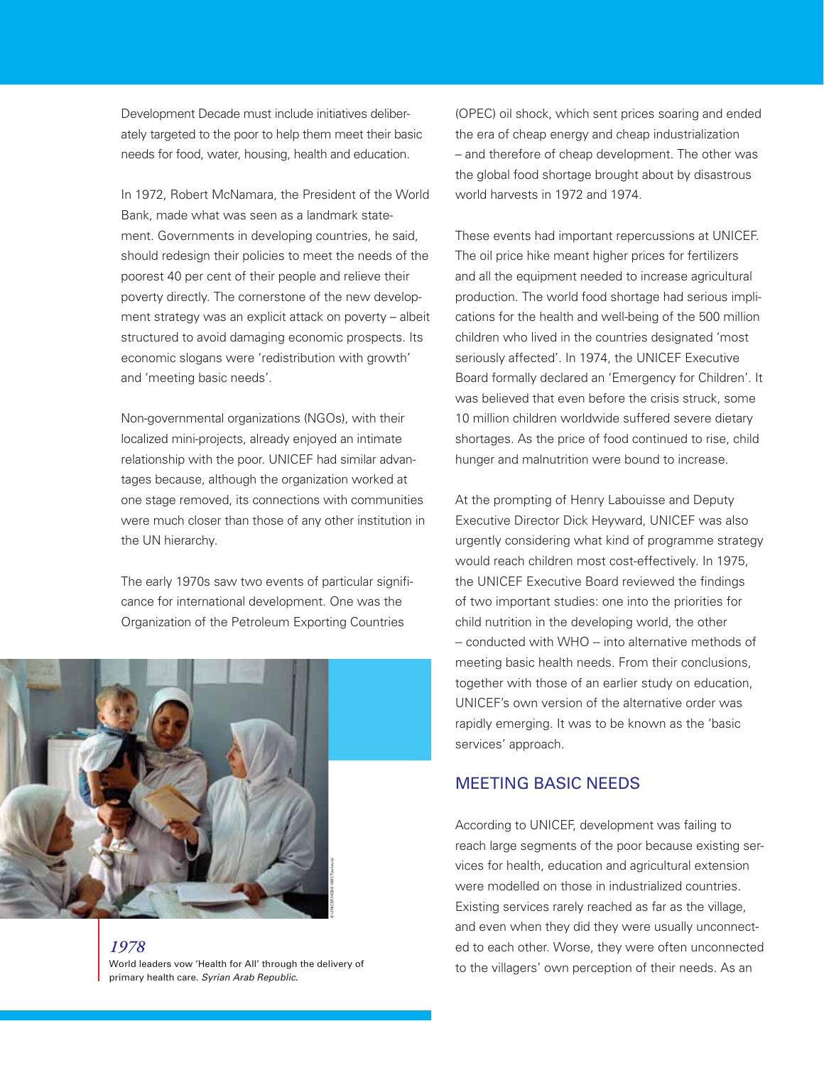Development Decade must include initiatives deliberately targeted to the poor to help them meet their basic needs for food, water, housing, health and education.

In 1972, Robert McNamara, the President of the World Bank, made what was seen as a landmark statement. Governments in developing countries, he said, should redesign their policies to meet the needs of the poorest 40 per cent of their people and relieve their poverty directly. The cornerstone of the new development strategy was an explicit attack on poverty – albeit structured to avoid damaging economic prospects. Its economic slogans were 'redistribution with growth' and 'meeting basic needs'.

Non-governmental organizations (NGOs), with their localized mini-projects, already enjoyed an intimate relationship with the poor. UNICEF had similar advantages because, although the organization worked at one stage removed, its connections with communities were much closer than those of any other institution in the UN hierarchy.

The early 1970s saw two events of particular significance for international development. One was the Organization of the Petroleum Exporting Countries (OPEC) oil shock, which sent prices soaring and ended the era of cheap energy and cheap industrialization – and therefore of cheap development. The other was the global food shortage brought about by disastrous world harvests in 1972 and 1974.

*1978*
World leaders vow 'Health for All' through the delivery of primary health care. *Syrian Arab Republic.*

These events had important repercussions at UNICEF. The oil price hike meant higher prices for fertilizers and all the equipment needed to increase agricultural production. The world food shortage had serious implications for the health and well-being of the 500 million children who lived in the countries designated 'most seriously affected'. In 1974, the UNICEF Executive Board formally declared an 'Emergency for Children'. It was believed that even before the crisis struck, some 10 million children worldwide suffered severe dietary shortages. As the price of food continued to rise, child hunger and malnutrition were bound to increase.

At the prompting of Henry Labouisse and Deputy Executive Director Dick Heyward, UNICEF was also urgently considering what kind of programme strategy would reach children most cost-effectively. In 1975, the UNICEF Executive Board reviewed the findings of two important studies: one into the priorities for child nutrition in the developing world, the other -- conducted with WHO -- into alternative methods of meeting basic health needs. From their conclusions, together with those of an earlier study on education, UNICEF's own version of the alternative order was rapidly emerging. It was to be known as the 'basic services' approach.

## MEETING BASIC NEEDS

According to UNICEF, development was failing to reach large segments of the poor because existing services for health, education and agricultural extension were modelled on those in industrialized countries. Existing services rarely reached as far as the village, and even when they did they were usually unconnected to each other. Worse, they were often unconnected to the villagers' own perception of their needs. As an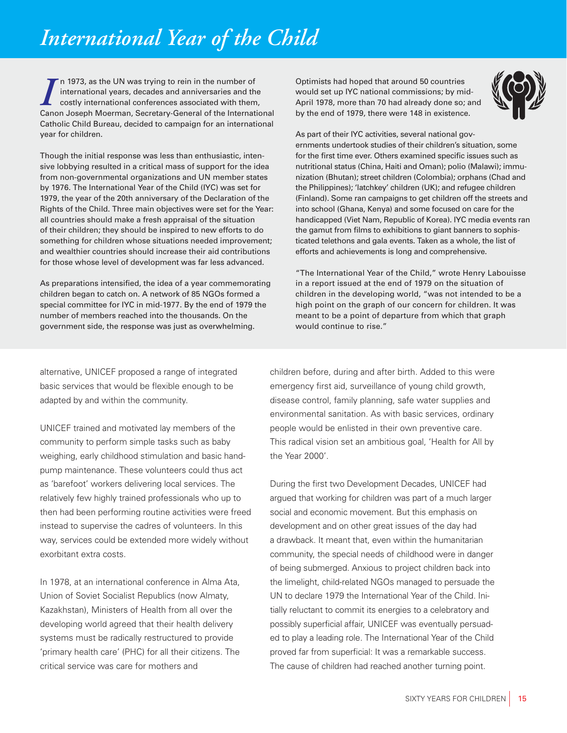# International Year of the Child

In 1973, as the UN was trying to rein in the number of international years, decades and anniversaries and the costly international conferences associated with them, Canon Joseph Moerman, Secretary-General of the International Catholic Child Bureau, decided to campaign for an international year for children.

Though the initial response was less than enthusiastic, intensive lobbying resulted in a critical mass of support for the idea from non-governmental organizations and UN member states by 1976. The International Year of the Child (IYC) was set for 1979, the year of the 20th anniversary of the Declaration of the Rights of the Child. Three main objectives were set for the Year: all countries should make a fresh appraisal of the situation of their children; they should be inspired to new efforts to do something for children whose situations needed improvement; and wealthier countries should increase their aid contributions for those whose level of development was far less advanced.

As preparations intensified, the idea of a year commemorating children began to catch on. A network of 85 NGOs formed a special committee for IYC in mid-1977. By the end of 1979 the number of members reached into the thousands. On the government side, the response was just as overwhelming.

Optimists had hoped that around 50 countries would set up IYC national commissions; by mid-April 1978, more than 70 had already done so; and by the end of 1979, there were 148 in existence.

As part of their IYC activities, several national governments undertook studies of their children's situation, some for the first time ever. Others examined specific issues such as nutritional status (China, Haiti and Oman); polio (Malawi); immunization (Bhutan); street children (Colombia); orphans (Chad and the Philippines); 'latchkey' children (UK); and refugee children (Finland). Some ran campaigns to get children off the streets and into school (Ghana, Kenya) and some focused on care for the handicapped (Viet Nam, Republic of Korea). IYC media events ran the gamut from films to exhibitions to giant banners to sophisticated telethons and gala events. Taken as a whole, the list of efforts and achievements is long and comprehensive.

"The International Year of the Child," wrote Henry Labouisse in a report issued at the end of 1979 on the situation of children in the developing world, "was not intended to be a high point on the graph of our concern for children. It was meant to be a point of departure from which that graph would continue to rise."

---

alternative, UNICEF proposed a range of integrated basic services that would be flexible enough to be adapted by and within the community.

UNICEF trained and motivated lay members of the community to perform simple tasks such as baby weighing, early childhood stimulation and basic hand-pump maintenance. These volunteers could thus act as 'barefoot' workers delivering local services. The relatively few highly trained professionals who up to then had been performing routine activities were freed instead to supervise the cadres of volunteers. In this way, services could be extended more widely without exorbitant extra costs.

In 1978, at an international conference in Alma Ata, Union of Soviet Socialist Republics (now Almaty, Kazakhstan), Ministers of Health from all over the developing world agreed that their health delivery systems must be radically restructured to provide 'primary health care' (PHC) for all their citizens. The critical service was care for mothers and children before, during and after birth. Added to this were emergency first aid, surveillance of young child growth, disease control, family planning, safe water supplies and environmental sanitation. As with basic services, ordinary people would be enlisted in their own preventive care. This radical vision set an ambitious goal, 'Health for All by the Year 2000'.

During the first two Development Decades, UNICEF had argued that working for children was part of a much larger social and economic movement. But this emphasis on development and on other great issues of the day had a drawback. It meant that, even within the humanitarian community, the special needs of childhood were in danger of being submerged. Anxious to project children back into the limelight, child-related NGOs managed to persuade the UN to declare 1979 the International Year of the Child. Initially reluctant to commit its energies to a celebratory and possibly superficial affair, UNICEF was eventually persuaded to play a leading role. The International Year of the Child proved far from superficial: It was a remarkable success. The cause of children had reached another turning point.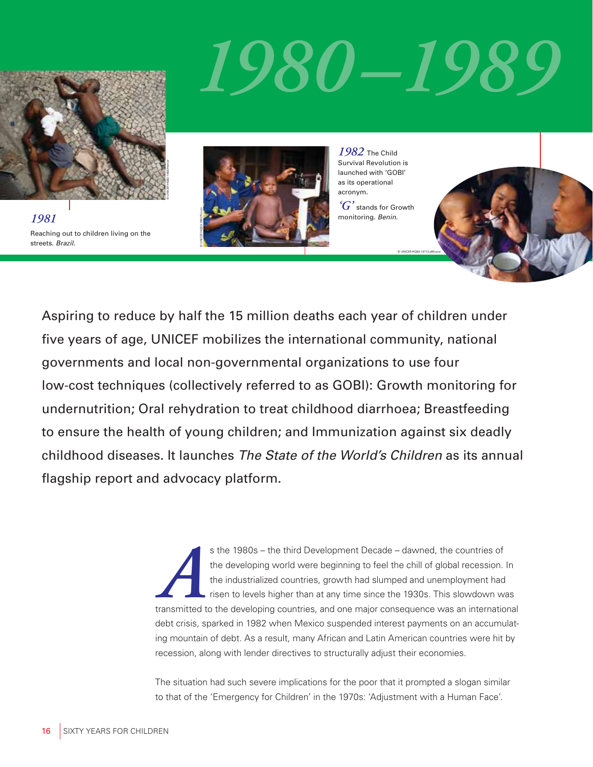# 1980–1989

*1981*

Reaching out to children living on the streets. *Brazil.*

*1982* The Child Survival Revolution is launched with 'GOBI' as its operational acronym.

*'G'* stands for Growth monitoring. *Benin.*

Aspiring to reduce by half the 15 million deaths each year of children under five years of age, UNICEF mobilizes the international community, national governments and local non-governmental organizations to use four low-cost techniques (collectively referred to as GOBI): Growth monitoring for undernutrition; Oral rehydration to treat childhood diarrhoea; Breastfeeding to ensure the health of young children; and Immunization against six deadly childhood diseases. It launches *The State of the World's Children* as its annual flagship report and advocacy platform.

As the 1980s – the third Development Decade – dawned, the countries of the developing world were beginning to feel the chill of global recession. In the industrialized countries, growth had slumped and unemployment had risen to levels higher than at any time since the 1930s. This slowdown was transmitted to the developing countries, and one major consequence was an international debt crisis, sparked in 1982 when Mexico suspended interest payments on an accumulating mountain of debt. As a result, many African and Latin American countries were hit by recession, along with lender directives to structurally adjust their economies.

The situation had such severe implications for the poor that it prompted a slogan similar to that of the 'Emergency for Children' in the 1970s: 'Adjustment with a Human Face'.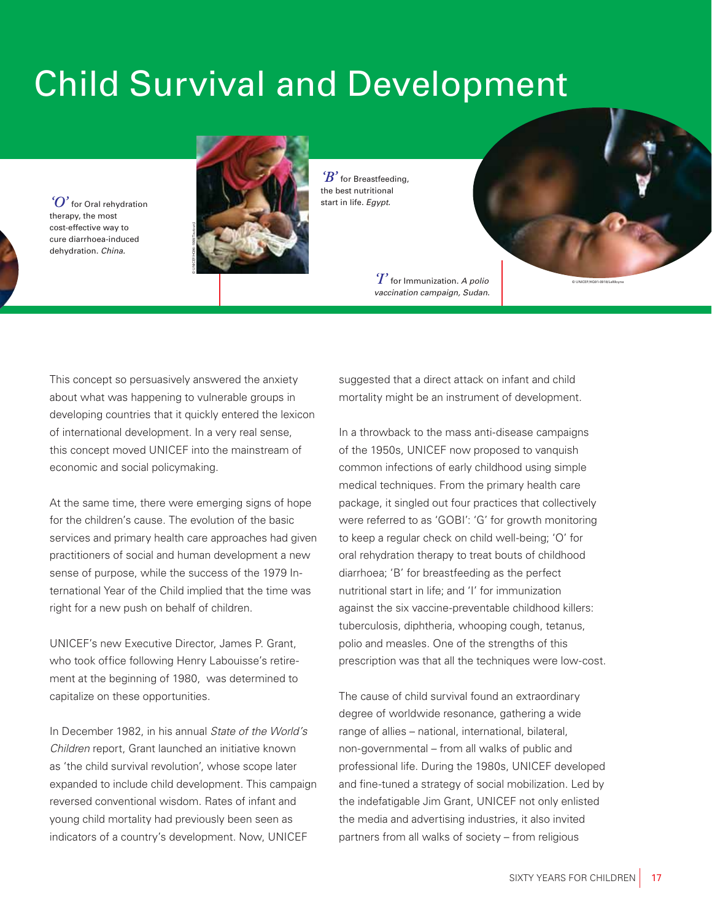# Child Survival and Development

*'O'* for Oral rehydration therapy, the most cost-effective way to cure diarrhoea-induced dehydration. *China.*

*'B'* for Breastfeeding, the best nutritional start in life. *Egypt.*

*'I'* for Immunization. *A polio vaccination campaign, Sudan.*

This concept so persuasively answered the anxiety about what was happening to vulnerable groups in developing countries that it quickly entered the lexicon of international development. In a very real sense, this concept moved UNICEF into the mainstream of economic and social policymaking.

At the same time, there were emerging signs of hope for the children's cause. The evolution of the basic services and primary health care approaches had given practitioners of social and human development a new sense of purpose, while the success of the 1979 International Year of the Child implied that the time was right for a new push on behalf of children.

UNICEF's new Executive Director, James P. Grant, who took office following Henry Labouisse's retirement at the beginning of 1980, was determined to capitalize on these opportunities.

In December 1982, in his annual *State of the World's Children* report, Grant launched an initiative known as 'the child survival revolution', whose scope later expanded to include child development. This campaign reversed conventional wisdom. Rates of infant and young child mortality had previously been seen as indicators of a country's development. Now, UNICEF suggested that a direct attack on infant and child mortality might be an instrument of development.

In a throwback to the mass anti-disease campaigns of the 1950s, UNICEF now proposed to vanquish common infections of early childhood using simple medical techniques. From the primary health care package, it singled out four practices that collectively were referred to as 'GOBI': 'G' for growth monitoring to keep a regular check on child well-being; 'O' for oral rehydration therapy to treat bouts of childhood diarrhoea; 'B' for breastfeeding as the perfect nutritional start in life; and 'I' for immunization against the six vaccine-preventable childhood killers: tuberculosis, diphtheria, whooping cough, tetanus, polio and measles. One of the strengths of this prescription was that all the techniques were low-cost.

The cause of child survival found an extraordinary degree of worldwide resonance, gathering a wide range of allies – national, international, bilateral, non-governmental – from all walks of public and professional life. During the 1980s, UNICEF developed and fine-tuned a strategy of social mobilization. Led by the indefatigable Jim Grant, UNICEF not only enlisted the media and advertising industries, it also invited partners from all walks of society – from religious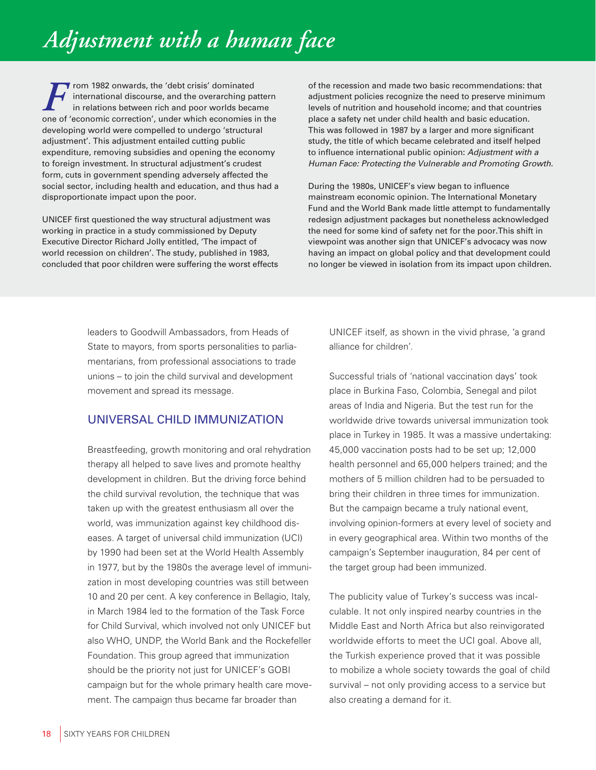# Adjustment with a human face

From 1982 onwards, the 'debt crisis' dominated international discourse, and the overarching pattern in relations between rich and poor worlds became one of 'economic correction', under which economies in the developing world were compelled to undergo 'structural adjustment'. This adjustment entailed cutting public expenditure, removing subsidies and opening the economy to foreign investment. In structural adjustment's crudest form, cuts in government spending adversely affected the social sector, including health and education, and thus had a disproportionate impact upon the poor.

UNICEF first questioned the way structural adjustment was working in practice in a study commissioned by Deputy Executive Director Richard Jolly entitled, 'The impact of world recession on children'. The study, published in 1983, concluded that poor children were suffering the worst effects of the recession and made two basic recommendations: that adjustment policies recognize the need to preserve minimum levels of nutrition and household income; and that countries place a safety net under child health and basic education. This was followed in 1987 by a larger and more significant study, the title of which became celebrated and itself helped to influence international public opinion: *Adjustment with a Human Face: Protecting the Vulnerable and Promoting Growth.*

During the 1980s, UNICEF's view began to influence mainstream economic opinion. The International Monetary Fund and the World Bank made little attempt to fundamentally redesign adjustment packages but nonetheless acknowledged the need for some kind of safety net for the poor.This shift in viewpoint was another sign that UNICEF's advocacy was now having an impact on global policy and that development could no longer be viewed in isolation from its impact upon children.

leaders to Goodwill Ambassadors, from Heads of State to mayors, from sports personalities to parliamentarians, from professional associations to trade unions – to join the child survival and development movement and spread its message.

## UNIVERSAL CHILD IMMUNIZATION

Breastfeeding, growth monitoring and oral rehydration therapy all helped to save lives and promote healthy development in children. But the driving force behind the child survival revolution, the technique that was taken up with the greatest enthusiasm all over the world, was immunization against key childhood diseases. A target of universal child immunization (UCI) by 1990 had been set at the World Health Assembly in 1977, but by the 1980s the average level of immunization in most developing countries was still between 10 and 20 per cent. A key conference in Bellagio, Italy, in March 1984 led to the formation of the Task Force for Child Survival, which involved not only UNICEF but also WHO, UNDP, the World Bank and the Rockefeller Foundation. This group agreed that immunization should be the priority not just for UNICEF's GOBI campaign but for the whole primary health care movement. The campaign thus became far broader than UNICEF itself, as shown in the vivid phrase, 'a grand alliance for children'.

Successful trials of 'national vaccination days' took place in Burkina Faso, Colombia, Senegal and pilot areas of India and Nigeria. But the test run for the worldwide drive towards universal immunization took place in Turkey in 1985. It was a massive undertaking: 45,000 vaccination posts had to be set up; 12,000 health personnel and 65,000 helpers trained; and the mothers of 5 million children had to be persuaded to bring their children in three times for immunization. But the campaign became a truly national event, involving opinion-formers at every level of society and in every geographical area. Within two months of the campaign's September inauguration, 84 per cent of the target group had been immunized.

The publicity value of Turkey's success was incalculable. It not only inspired nearby countries in the Middle East and North Africa but also reinvigorated worldwide efforts to meet the UCI goal. Above all, the Turkish experience proved that it was possible to mobilize a whole society towards the goal of child survival – not only providing access to a service but also creating a demand for it.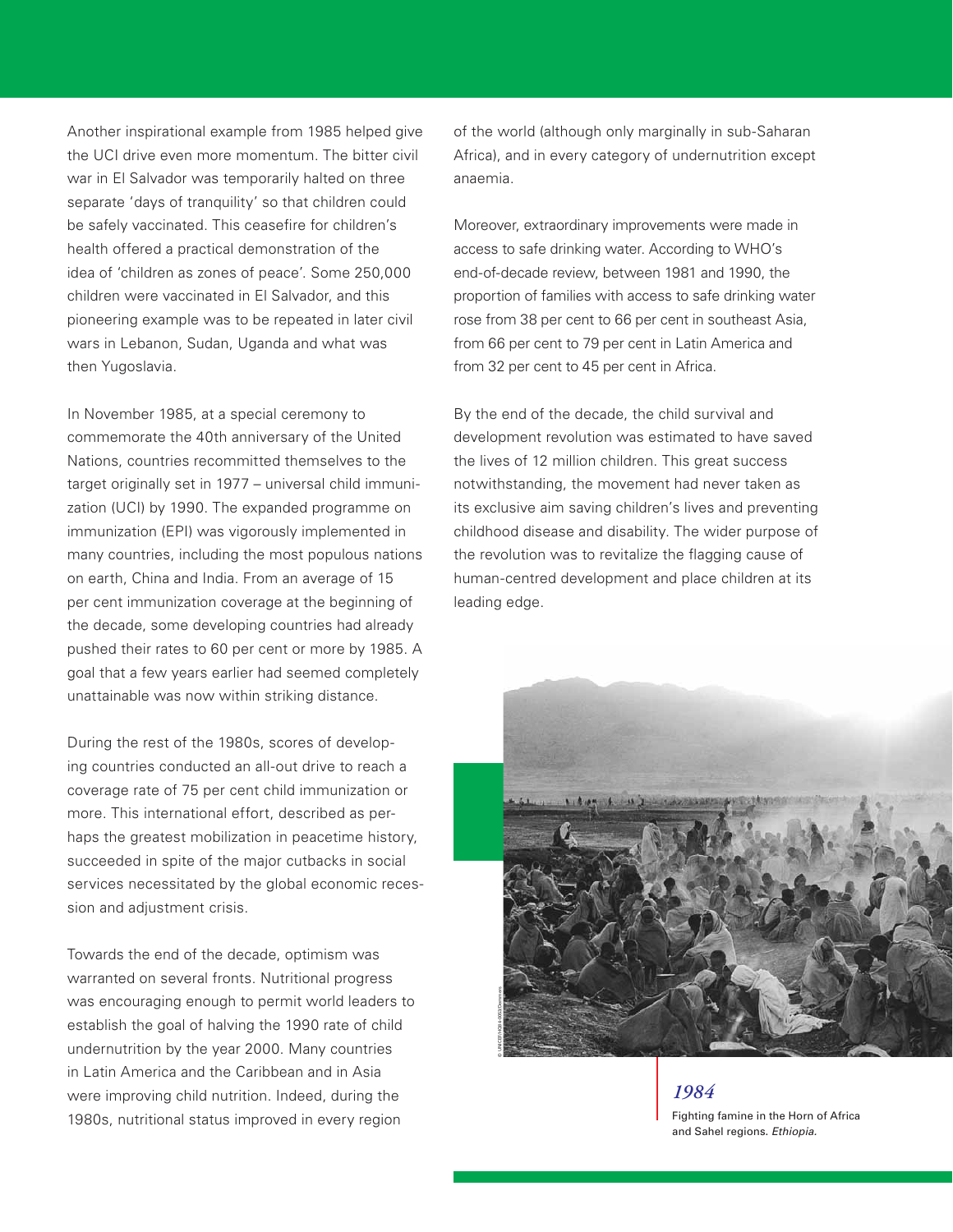Another inspirational example from 1985 helped give the UCI drive even more momentum. The bitter civil war in El Salvador was temporarily halted on three separate 'days of tranquility' so that children could be safely vaccinated. This ceasefire for children's health offered a practical demonstration of the idea of 'children as zones of peace'. Some 250,000 children were vaccinated in El Salvador, and this pioneering example was to be repeated in later civil wars in Lebanon, Sudan, Uganda and what was then Yugoslavia.

In November 1985, at a special ceremony to commemorate the 40th anniversary of the United Nations, countries recommitted themselves to the target originally set in 1977 – universal child immunization (UCI) by 1990. The expanded programme on immunization (EPI) was vigorously implemented in many countries, including the most populous nations on earth, China and India. From an average of 15 per cent immunization coverage at the beginning of the decade, some developing countries had already pushed their rates to 60 per cent or more by 1985. A goal that a few years earlier had seemed completely unattainable was now within striking distance.

During the rest of the 1980s, scores of developing countries conducted an all-out drive to reach a coverage rate of 75 per cent child immunization or more. This international effort, described as perhaps the greatest mobilization in peacetime history, succeeded in spite of the major cutbacks in social services necessitated by the global economic recession and adjustment crisis.

Towards the end of the decade, optimism was warranted on several fronts. Nutritional progress was encouraging enough to permit world leaders to establish the goal of halving the 1990 rate of child undernutrition by the year 2000. Many countries in Latin America and the Caribbean and in Asia were improving child nutrition. Indeed, during the 1980s, nutritional status improved in every region of the world (although only marginally in sub-Saharan Africa), and in every category of undernutrition except anaemia.

Moreover, extraordinary improvements were made in access to safe drinking water. According to WHO's end-of-decade review, between 1981 and 1990, the proportion of families with access to safe drinking water rose from 38 per cent to 66 per cent in southeast Asia, from 66 per cent to 79 per cent in Latin America and from 32 per cent to 45 per cent in Africa.

By the end of the decade, the child survival and development revolution was estimated to have saved the lives of 12 million children. This great success notwithstanding, the movement had never taken as its exclusive aim saving children's lives and preventing childhood disease and disability. The wider purpose of the revolution was to revitalize the flagging cause of human-centred development and place children at its leading edge.

*1984*

Fighting famine in the Horn of Africa and Sahel regions. *Ethiopia.*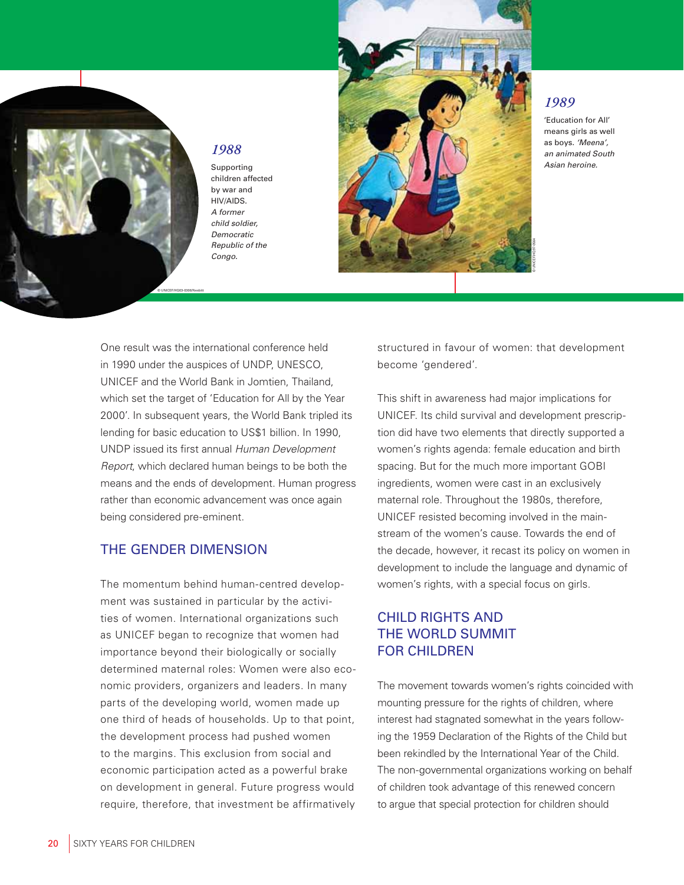*1988*

Supporting children affected by war and HIV/AIDS. *A former child soldier, Democratic Republic of the Congo.*

© UNICEF/HQ03-0306/Nesbitt

*1989*

'Education for All' means girls as well as boys. *'Meena', an animated South Asian heroine.*

© UNICEF/HQ97-0964

One result was the international conference held in 1990 under the auspices of UNDP, UNESCO, UNICEF and the World Bank in Jomtien, Thailand, which set the target of 'Education for All by the Year 2000'. In subsequent years, the World Bank tripled its lending for basic education to US$1 billion. In 1990, UNDP issued its first annual *Human Development Report*, which declared human beings to be both the means and the ends of development. Human progress rather than economic advancement was once again being considered pre-eminent.

## THE GENDER DIMENSION

The momentum behind human-centred development was sustained in particular by the activities of women. International organizations such as UNICEF began to recognize that women had importance beyond their biologically or socially determined maternal roles: Women were also economic providers, organizers and leaders. In many parts of the developing world, women made up one third of heads of households. Up to that point, the development process had pushed women to the margins. This exclusion from social and economic participation acted as a powerful brake on development in general. Future progress would require, therefore, that investment be affirmatively structured in favour of women: that development become 'gendered'.

This shift in awareness had major implications for UNICEF. Its child survival and development prescription did have two elements that directly supported a women's rights agenda: female education and birth spacing. But for the much more important GOBI ingredients, women were cast in an exclusively maternal role. Throughout the 1980s, therefore, UNICEF resisted becoming involved in the mainstream of the women's cause. Towards the end of the decade, however, it recast its policy on women in development to include the language and dynamic of women's rights, with a special focus on girls.

## CHILD RIGHTS AND THE WORLD SUMMIT FOR CHILDREN

The movement towards women's rights coincided with mounting pressure for the rights of children, where interest had stagnated somewhat in the years following the 1959 Declaration of the Rights of the Child but been rekindled by the International Year of the Child. The non-governmental organizations working on behalf of children took advantage of this renewed concern to argue that special protection for children should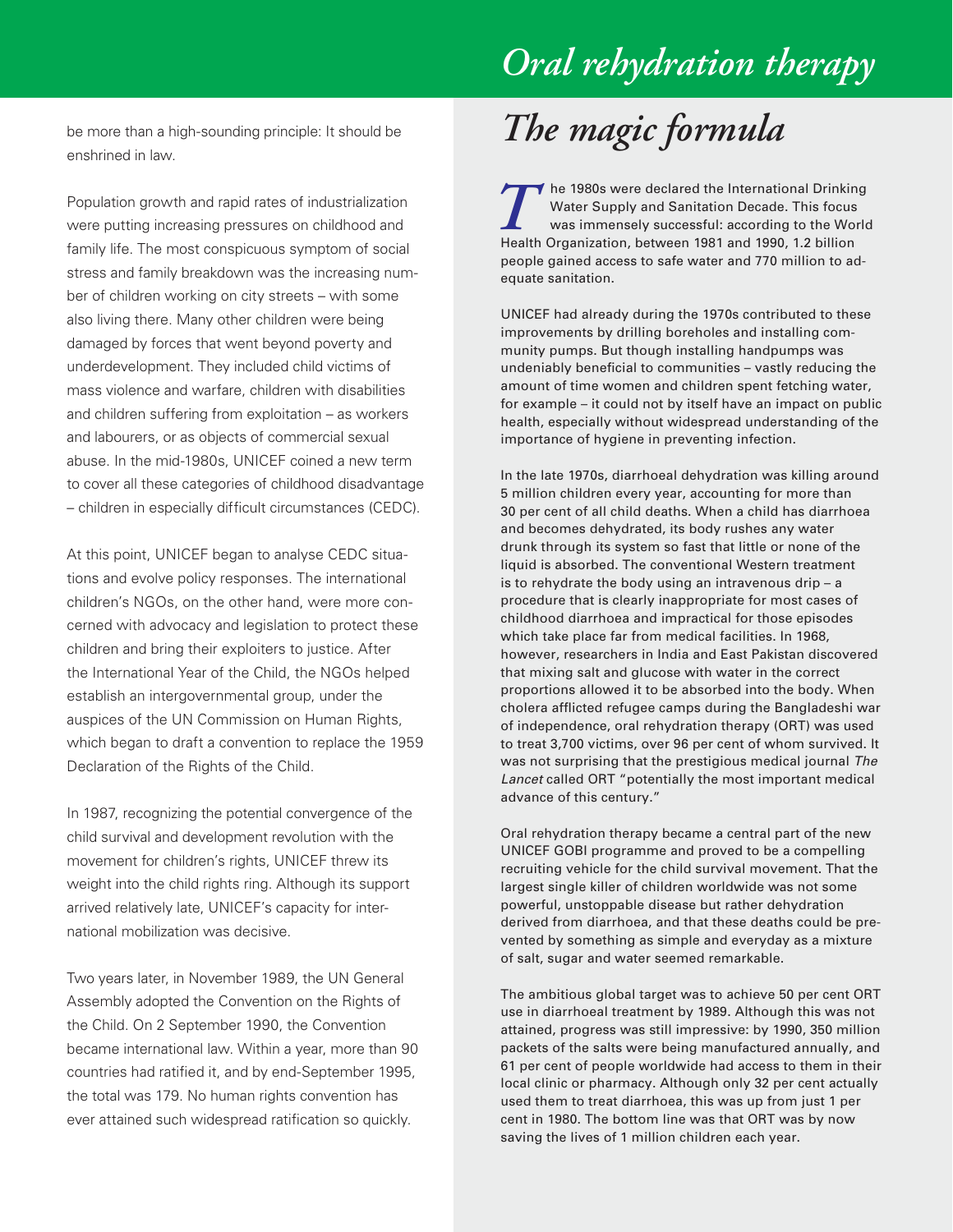be more than a high-sounding principle: It should be enshrined in law.

Population growth and rapid rates of industrialization were putting increasing pressures on childhood and family life. The most conspicuous symptom of social stress and family breakdown was the increasing number of children working on city streets – with some also living there. Many other children were being damaged by forces that went beyond poverty and underdevelopment. They included child victims of mass violence and warfare, children with disabilities and children suffering from exploitation – as workers and labourers, or as objects of commercial sexual abuse. In the mid-1980s, UNICEF coined a new term to cover all these categories of childhood disadvantage – children in especially difficult circumstances (CEDC).

At this point, UNICEF began to analyse CEDC situations and evolve policy responses. The international children's NGOs, on the other hand, were more concerned with advocacy and legislation to protect these children and bring their exploiters to justice. After the International Year of the Child, the NGOs helped establish an intergovernmental group, under the auspices of the UN Commission on Human Rights, which began to draft a convention to replace the 1959 Declaration of the Rights of the Child.

In 1987, recognizing the potential convergence of the child survival and development revolution with the movement for children's rights, UNICEF threw its weight into the child rights ring. Although its support arrived relatively late, UNICEF's capacity for international mobilization was decisive.

Two years later, in November 1989, the UN General Assembly adopted the Convention on the Rights of the Child. On 2 September 1990, the Convention became international law. Within a year, more than 90 countries had ratified it, and by end-September 1995, the total was 179. No human rights convention has ever attained such widespread ratification so quickly.

# *Oral rehydration therapy*

## *The magic formula*

The 1980s were declared the International Drinking Water Supply and Sanitation Decade. This focus was immensely successful: according to the World Health Organization, between 1981 and 1990, 1.2 billion people gained access to safe water and 770 million to adequate sanitation.

UNICEF had already during the 1970s contributed to these improvements by drilling boreholes and installing community pumps. But though installing handpumps was undeniably beneficial to communities – vastly reducing the amount of time women and children spent fetching water, for example – it could not by itself have an impact on public health, especially without widespread understanding of the importance of hygiene in preventing infection.

In the late 1970s, diarrhoeal dehydration was killing around 5 million children every year, accounting for more than 30 per cent of all child deaths. When a child has diarrhoea and becomes dehydrated, its body rushes any water drunk through its system so fast that little or none of the liquid is absorbed. The conventional Western treatment is to rehydrate the body using an intravenous drip – a procedure that is clearly inappropriate for most cases of childhood diarrhoea and impractical for those episodes which take place far from medical facilities. In 1968, however, researchers in India and East Pakistan discovered that mixing salt and glucose with water in the correct proportions allowed it to be absorbed into the body. When cholera afflicted refugee camps during the Bangladeshi war of independence, oral rehydration therapy (ORT) was used to treat 3,700 victims, over 96 per cent of whom survived. It was not surprising that the prestigious medical journal *The Lancet* called ORT "potentially the most important medical advance of this century."

Oral rehydration therapy became a central part of the new UNICEF GOBI programme and proved to be a compelling recruiting vehicle for the child survival movement. That the largest single killer of children worldwide was not some powerful, unstoppable disease but rather dehydration derived from diarrhoea, and that these deaths could be prevented by something as simple and everyday as a mixture of salt, sugar and water seemed remarkable.

The ambitious global target was to achieve 50 per cent ORT use in diarrhoeal treatment by 1989. Although this was not attained, progress was still impressive: by 1990, 350 million packets of the salts were being manufactured annually, and 61 per cent of people worldwide had access to them in their local clinic or pharmacy. Although only 32 per cent actually used them to treat diarrhoea, this was up from just 1 per cent in 1980. The bottom line was that ORT was by now saving the lives of 1 million children each year.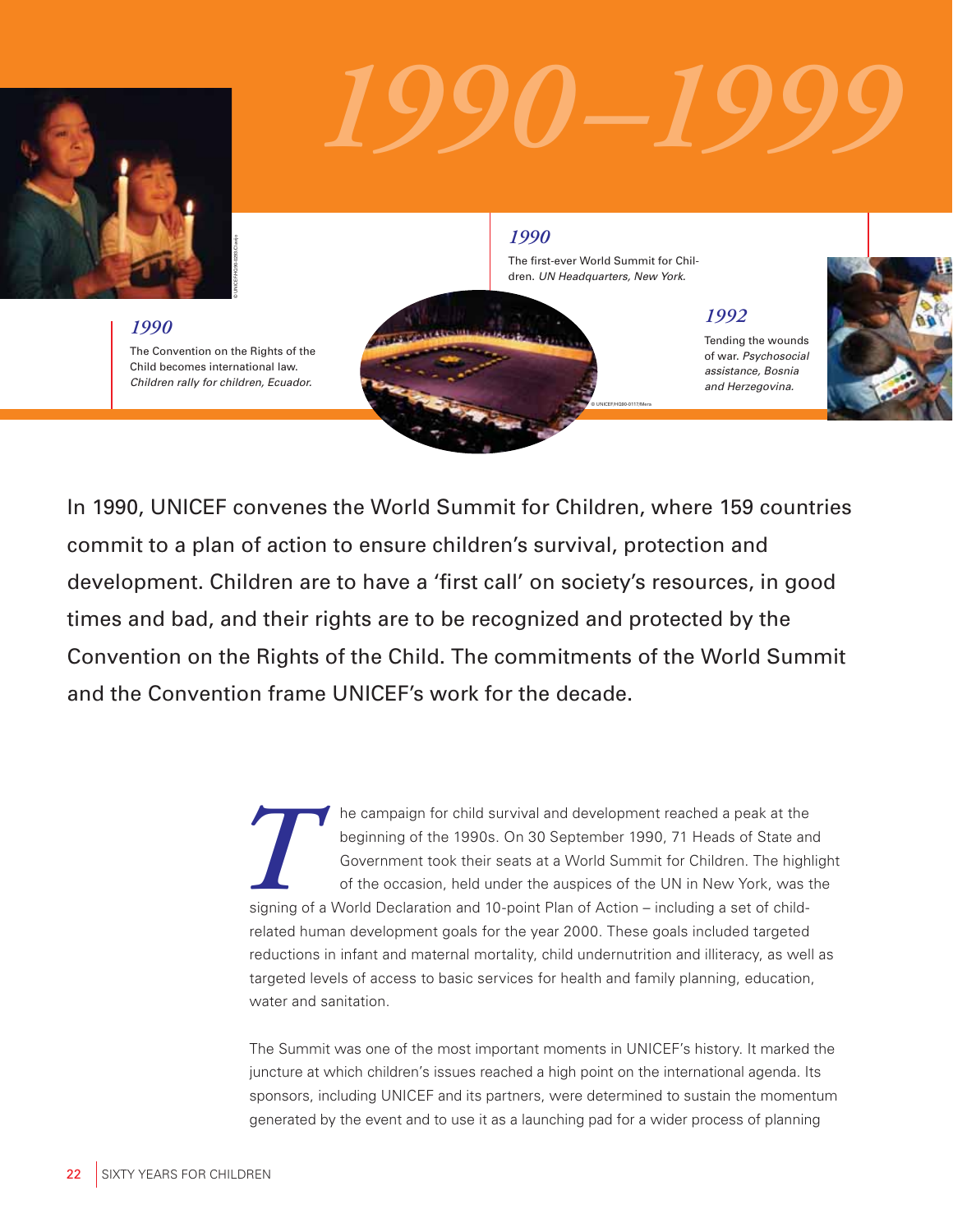# 1990–1999

*1990*

The Convention on the Rights of the Child becomes international law. *Children rally for children, Ecuador.*

*1990*

The first-ever World Summit for Children. *UN Headquarters, New York.*

*1992*

Tending the wounds of war. *Psychosocial assistance, Bosnia and Herzegovina.*

In 1990, UNICEF convenes the World Summit for Children, where 159 countries commit to a plan of action to ensure children's survival, protection and development. Children are to have a 'first call' on society's resources, in good times and bad, and their rights are to be recognized and protected by the Convention on the Rights of the Child. The commitments of the World Summit and the Convention frame UNICEF's work for the decade.

The campaign for child survival and development reached a peak at the beginning of the 1990s. On 30 September 1990, 71 Heads of State and Government took their seats at a World Summit for Children. The highlight of the occasion, held under the auspices of the UN in New York, was the signing of a World Declaration and 10-point Plan of Action – including a set of child-related human development goals for the year 2000. These goals included targeted reductions in infant and maternal mortality, child undernutrition and illiteracy, as well as targeted levels of access to basic services for health and family planning, education, water and sanitation.

The Summit was one of the most important moments in UNICEF's history. It marked the juncture at which children's issues reached a high point on the international agenda. Its sponsors, including UNICEF and its partners, were determined to sustain the momentum generated by the event and to use it as a launching pad for a wider process of planning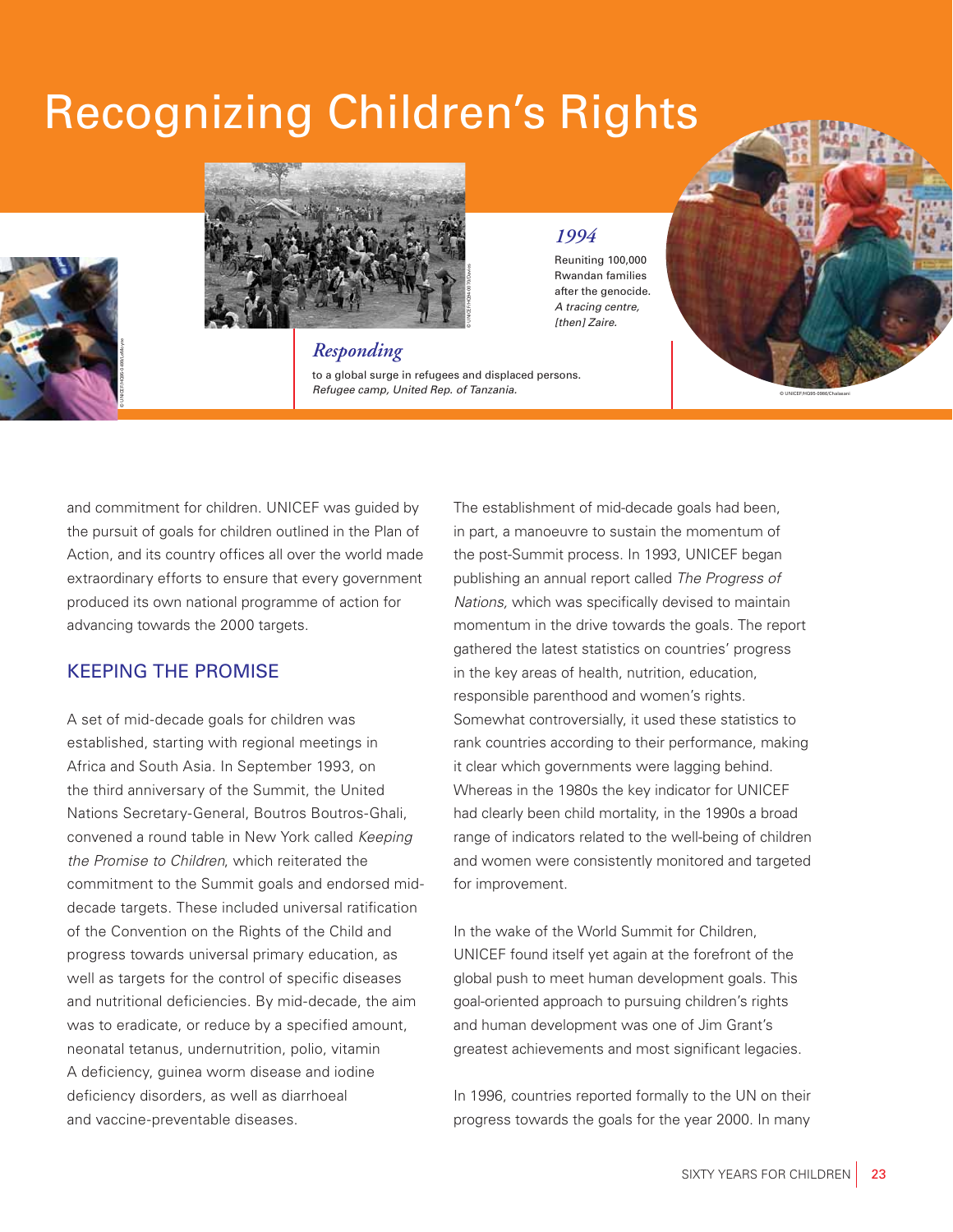# Recognizing Children's Rights

*Responding*

to a global surge in refugees and displaced persons. *Refugee camp, United Rep. of Tanzania.*

*1994*

Reuniting 100,000 Rwandan families after the genocide. *A tracing centre, [then] Zaire.*

and commitment for children. UNICEF was guided by the pursuit of goals for children outlined in the Plan of Action, and its country offices all over the world made extraordinary efforts to ensure that every government produced its own national programme of action for advancing towards the 2000 targets.

## KEEPING THE PROMISE

A set of mid-decade goals for children was established, starting with regional meetings in Africa and South Asia. In September 1993, on the third anniversary of the Summit, the United Nations Secretary-General, Boutros Boutros-Ghali, convened a round table in New York called *Keeping the Promise to Children*, which reiterated the commitment to the Summit goals and endorsed mid-decade targets. These included universal ratification of the Convention on the Rights of the Child and progress towards universal primary education, as well as targets for the control of specific diseases and nutritional deficiencies. By mid-decade, the aim was to eradicate, or reduce by a specified amount, neonatal tetanus, undernutrition, polio, vitamin A deficiency, guinea worm disease and iodine deficiency disorders, as well as diarrhoeal and vaccine-preventable diseases.

The establishment of mid-decade goals had been, in part, a manoeuvre to sustain the momentum of the post-Summit process. In 1993, UNICEF began publishing an annual report called *The Progress of Nations,* which was specifically devised to maintain momentum in the drive towards the goals. The report gathered the latest statistics on countries' progress in the key areas of health, nutrition, education, responsible parenthood and women's rights. Somewhat controversially, it used these statistics to rank countries according to their performance, making it clear which governments were lagging behind. Whereas in the 1980s the key indicator for UNICEF had clearly been child mortality, in the 1990s a broad range of indicators related to the well-being of children and women were consistently monitored and targeted for improvement.

In the wake of the World Summit for Children, UNICEF found itself yet again at the forefront of the global push to meet human development goals. This goal-oriented approach to pursuing children's rights and human development was one of Jim Grant's greatest achievements and most significant legacies.

In 1996, countries reported formally to the UN on their progress towards the goals for the year 2000. In many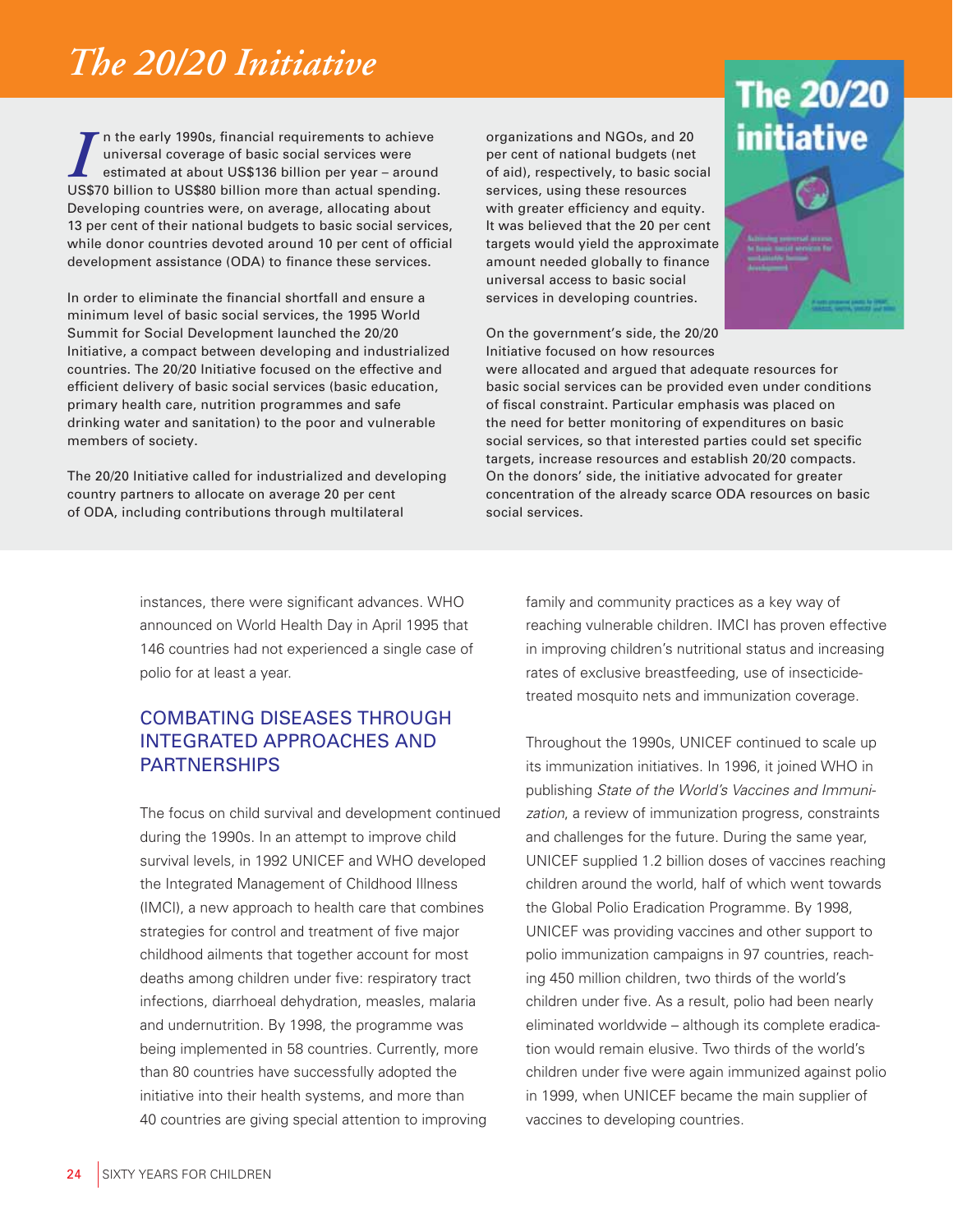## The 20/20 Initiative

In the early 1990s, financial requirements to achieve universal coverage of basic social services were estimated at about US$136 billion per year – around US$70 billion to US$80 billion more than actual spending. Developing countries were, on average, allocating about 13 per cent of their national budgets to basic social services, while donor countries devoted around 10 per cent of official development assistance (ODA) to finance these services.

In order to eliminate the financial shortfall and ensure a minimum level of basic social services, the 1995 World Summit for Social Development launched the 20/20 Initiative, a compact between developing and industrialized countries. The 20/20 Initiative focused on the effective and efficient delivery of basic social services (basic education, primary health care, nutrition programmes and safe drinking water and sanitation) to the poor and vulnerable members of society.

The 20/20 Initiative called for industrialized and developing country partners to allocate on average 20 per cent of ODA, including contributions through multilateral organizations and NGOs, and 20 per cent of national budgets (net of aid), respectively, to basic social services, using these resources with greater efficiency and equity. It was believed that the 20 per cent targets would yield the approximate amount needed globally to finance universal access to basic social services in developing countries.

On the government's side, the 20/20 Initiative focused on how resources were allocated and argued that adequate resources for basic social services can be provided even under conditions of fiscal constraint. Particular emphasis was placed on the need for better monitoring of expenditures on basic social services, so that interested parties could set specific targets, increase resources and establish 20/20 compacts. On the donors' side, the initiative advocated for greater concentration of the already scarce ODA resources on basic social services.

instances, there were significant advances. WHO announced on World Health Day in April 1995 that 146 countries had not experienced a single case of polio for at least a year.

## COMBATING DISEASES THROUGH INTEGRATED APPROACHES AND PARTNERSHIPS

The focus on child survival and development continued during the 1990s. In an attempt to improve child survival levels, in 1992 UNICEF and WHO developed the Integrated Management of Childhood Illness (IMCI), a new approach to health care that combines strategies for control and treatment of five major childhood ailments that together account for most deaths among children under five: respiratory tract infections, diarrhoeal dehydration, measles, malaria and undernutrition. By 1998, the programme was being implemented in 58 countries. Currently, more than 80 countries have successfully adopted the initiative into their health systems, and more than 40 countries are giving special attention to improving family and community practices as a key way of reaching vulnerable children. IMCI has proven effective in improving children's nutritional status and increasing rates of exclusive breastfeeding, use of insecticide-treated mosquito nets and immunization coverage.

Throughout the 1990s, UNICEF continued to scale up its immunization initiatives. In 1996, it joined WHO in publishing *State of the World's Vaccines and Immunization*, a review of immunization progress, constraints and challenges for the future. During the same year, UNICEF supplied 1.2 billion doses of vaccines reaching children around the world, half of which went towards the Global Polio Eradication Programme. By 1998, UNICEF was providing vaccines and other support to polio immunization campaigns in 97 countries, reaching 450 million children, two thirds of the world's children under five. As a result, polio had been nearly eliminated worldwide – although its complete eradication would remain elusive. Two thirds of the world's children under five were again immunized against polio in 1999, when UNICEF became the main supplier of vaccines to developing countries.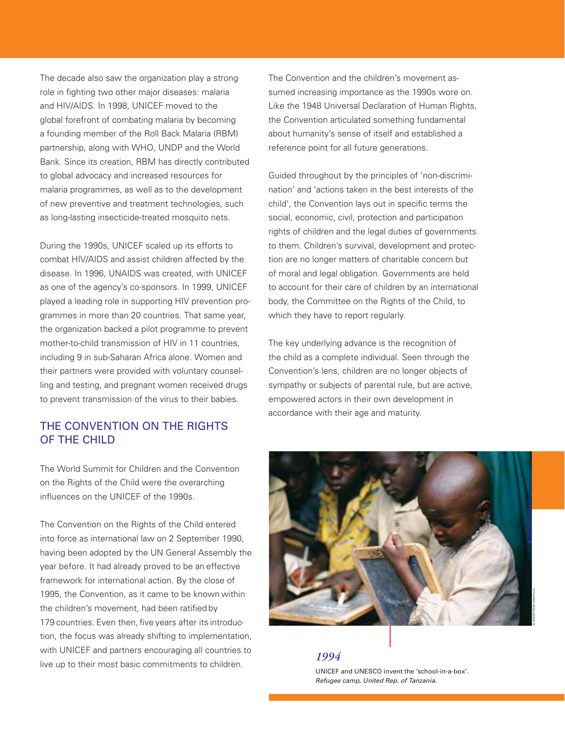The decade also saw the organization play a strong role in fighting two other major diseases: malaria and HIV/AIDS. In 1998, UNICEF moved to the global forefront of combating malaria by becoming a founding member of the Roll Back Malaria (RBM) partnership, along with WHO, UNDP and the World Bank. Since its creation, RBM has directly contributed to global advocacy and increased resources for malaria programmes, as well as to the development of new preventive and treatment technologies, such as long-lasting insecticide-treated mosquito nets.

During the 1990s, UNICEF scaled up its efforts to combat HIV/AIDS and assist children affected by the disease. In 1996, UNAIDS was created, with UNICEF as one of the agency's co-sponsors. In 1999, UNICEF played a leading role in supporting HIV prevention programmes in more than 20 countries. That same year, the organization backed a pilot programme to prevent mother-to-child transmission of HIV in 11 countries, including 9 in sub-Saharan Africa alone. Women and their partners were provided with voluntary counselling and testing, and pregnant women received drugs to prevent transmission of the virus to their babies.

## THE CONVENTION ON THE RIGHTS OF THE CHILD

The World Summit for Children and the Convention on the Rights of the Child were the overarching influences on the UNICEF of the 1990s.

The Convention on the Rights of the Child entered into force as international law on 2 September 1990, having been adopted by the UN General Assembly the year before. It had already proved to be an effective framework for international action. By the close of 1995, the Convention, as it came to be known within the children's movement, had been ratified by 179 countries. Even then, five years after its introduction, the focus was already shifting to implementation, with UNICEF and partners encouraging all countries to live up to their most basic commitments to children.

The Convention and the children's movement assumed increasing importance as the 1990s wore on. Like the 1948 Universal Declaration of Human Rights, the Convention articulated something fundamental about humanity's sense of itself and established a reference point for all future generations.

Guided throughout by the principles of 'non-discrimination' and 'actions taken in the best interests of the child', the Convention lays out in specific terms the social, economic, civil, protection and participation rights of children and the legal duties of governments to them. Children's survival, development and protection are no longer matters of charitable concern but of moral and legal obligation. Governments are held to account for their care of children by an international body, the Committee on the Rights of the Child, to which they have to report regularly.

The key underlying advance is the recognition of the child as a complete individual. Seen through the Convention's lens, children are no longer objects of sympathy or subjects of parental rule, but are active, empowered actors in their own development in accordance with their age and maturity.

*1994*

UNICEF and UNESCO invent the 'school-in-a-box'.
*Refugee camp, United Rep. of Tanzania.*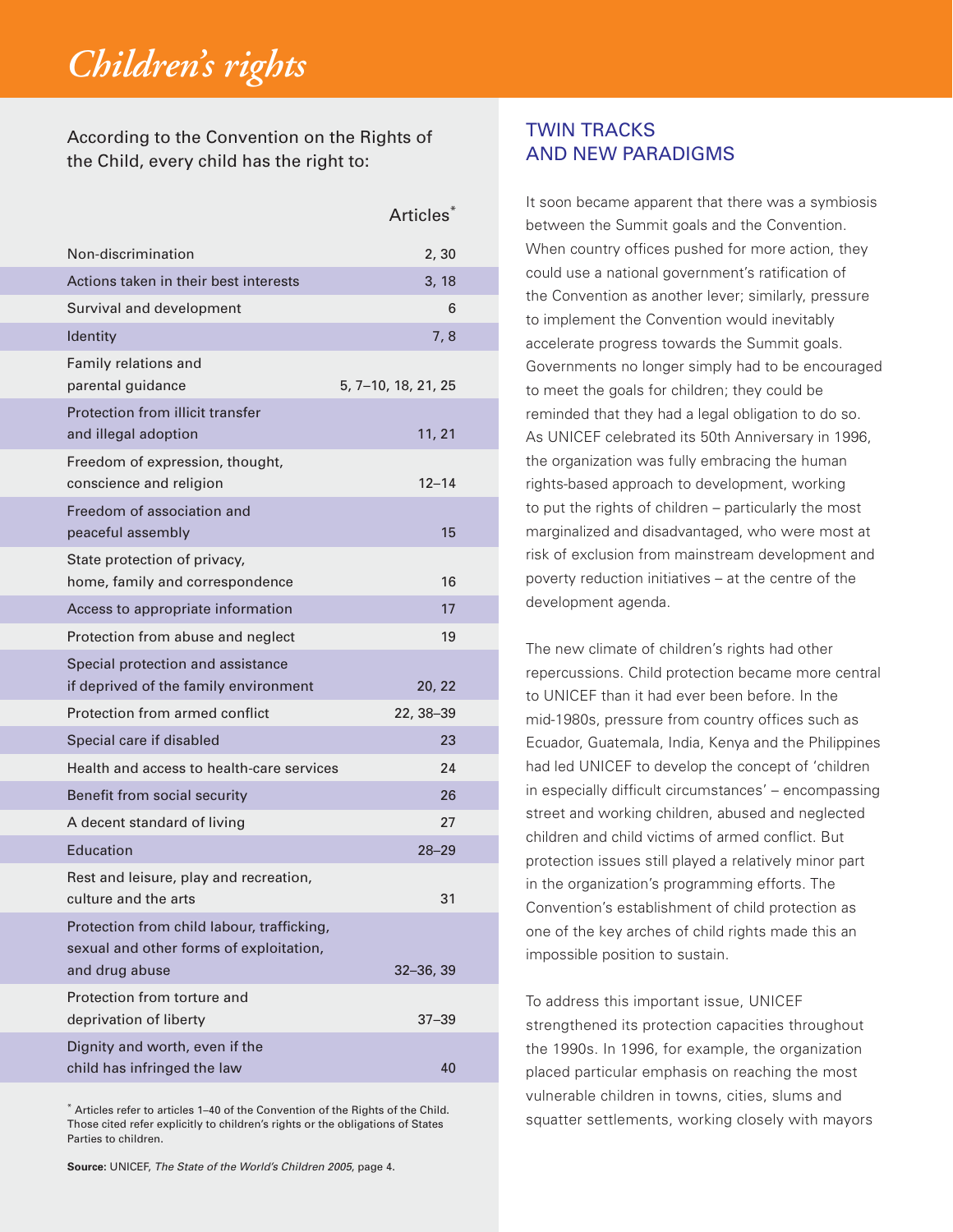# *Children's rights*

According to the Convention on the Rights of the Child, every child has the right to:

| | Articles* |
|---|---|
| Non-discrimination | 2, 30 |
| Actions taken in their best interests | 3, 18 |
| Survival and development | 6 |
| Identity | 7, 8 |
| Family relations and parental guidance | 5, 7–10, 18, 21, 25 |
| Protection from illicit transfer and illegal adoption | 11, 21 |
| Freedom of expression, thought, conscience and religion | 12–14 |
| Freedom of association and peaceful assembly | 15 |
| State protection of privacy, home, family and correspondence | 16 |
| Access to appropriate information | 17 |
| Protection from abuse and neglect | 19 |
| Special protection and assistance if deprived of the family environment | 20, 22 |
| Protection from armed conflict | 22, 38–39 |
| Special care if disabled | 23 |
| Health and access to health-care services | 24 |
| Benefit from social security | 26 |
| A decent standard of living | 27 |
| Education | 28–29 |
| Rest and leisure, play and recreation, culture and the arts | 31 |
| Protection from child labour, trafficking, sexual and other forms of exploitation, and drug abuse | 32–36, 39 |
| Protection from torture and deprivation of liberty | 37–39 |
| Dignity and worth, even if the child has infringed the law | 40 |

* Articles refer to articles 1–40 of the Convention of the Rights of the Child. Those cited refer explicitly to children's rights or the obligations of States Parties to children.

**Source:** UNICEF, *The State of the World's Children 2005*, page 4.

## TWIN TRACKS AND NEW PARADIGMS

It soon became apparent that there was a symbiosis between the Summit goals and the Convention. When country offices pushed for more action, they could use a national government's ratification of the Convention as another lever; similarly, pressure to implement the Convention would inevitably accelerate progress towards the Summit goals. Governments no longer simply had to be encouraged to meet the goals for children; they could be reminded that they had a legal obligation to do so. As UNICEF celebrated its 50th Anniversary in 1996, the organization was fully embracing the human rights-based approach to development, working to put the rights of children – particularly the most marginalized and disadvantaged, who were most at risk of exclusion from mainstream development and poverty reduction initiatives – at the centre of the development agenda.

The new climate of children's rights had other repercussions. Child protection became more central to UNICEF than it had ever been before. In the mid-1980s, pressure from country offices such as Ecuador, Guatemala, India, Kenya and the Philippines had led UNICEF to develop the concept of 'children in especially difficult circumstances' – encompassing street and working children, abused and neglected children and child victims of armed conflict. But protection issues still played a relatively minor part in the organization's programming efforts. The Convention's establishment of child protection as one of the key arches of child rights made this an impossible position to sustain.

To address this important issue, UNICEF strengthened its protection capacities throughout the 1990s. In 1996, for example, the organization placed particular emphasis on reaching the most vulnerable children in towns, cities, slums and squatter settlements, working closely with mayors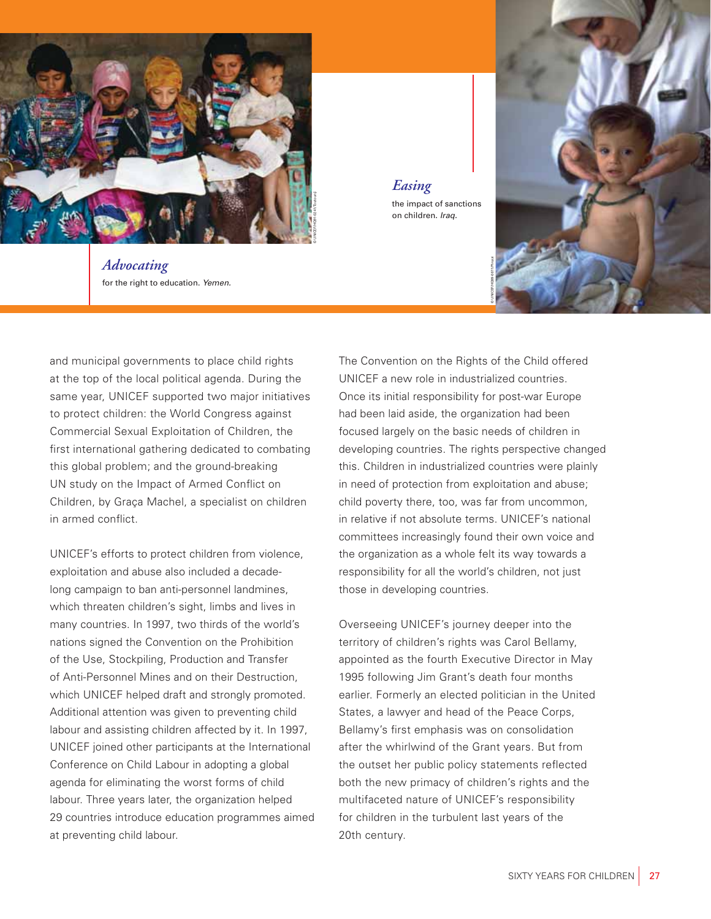*Advocating*
for the right to education. *Yemen.*

*Easing*
the impact of sanctions on children. *Iraq.*

and municipal governments to place child rights at the top of the local political agenda. During the same year, UNICEF supported two major initiatives to protect children: the World Congress against Commercial Sexual Exploitation of Children, the first international gathering dedicated to combating this global problem; and the ground-breaking UN study on the Impact of Armed Conflict on Children, by Graça Machel, a specialist on children in armed conflict.

UNICEF's efforts to protect children from violence, exploitation and abuse also included a decade-long campaign to ban anti-personnel landmines, which threaten children's sight, limbs and lives in many countries. In 1997, two thirds of the world's nations signed the Convention on the Prohibition of the Use, Stockpiling, Production and Transfer of Anti-Personnel Mines and on their Destruction, which UNICEF helped draft and strongly promoted. Additional attention was given to preventing child labour and assisting children affected by it. In 1997, UNICEF joined other participants at the International Conference on Child Labour in adopting a global agenda for eliminating the worst forms of child labour. Three years later, the organization helped 29 countries introduce education programmes aimed at preventing child labour.

The Convention on the Rights of the Child offered UNICEF a new role in industrialized countries. Once its initial responsibility for post-war Europe had been laid aside, the organization had been focused largely on the basic needs of children in developing countries. The rights perspective changed this. Children in industrialized countries were plainly in need of protection from exploitation and abuse; child poverty there, too, was far from uncommon, in relative if not absolute terms. UNICEF's national committees increasingly found their own voice and the organization as a whole felt its way towards a responsibility for all the world's children, not just those in developing countries.

Overseeing UNICEF's journey deeper into the territory of children's rights was Carol Bellamy, appointed as the fourth Executive Director in May 1995 following Jim Grant's death four months earlier. Formerly an elected politician in the United States, a lawyer and head of the Peace Corps, Bellamy's first emphasis was on consolidation after the whirlwind of the Grant years. But from the outset her public policy statements reflected both the new primacy of children's rights and the multifaceted nature of UNICEF's responsibility for children in the turbulent last years of the 20th century.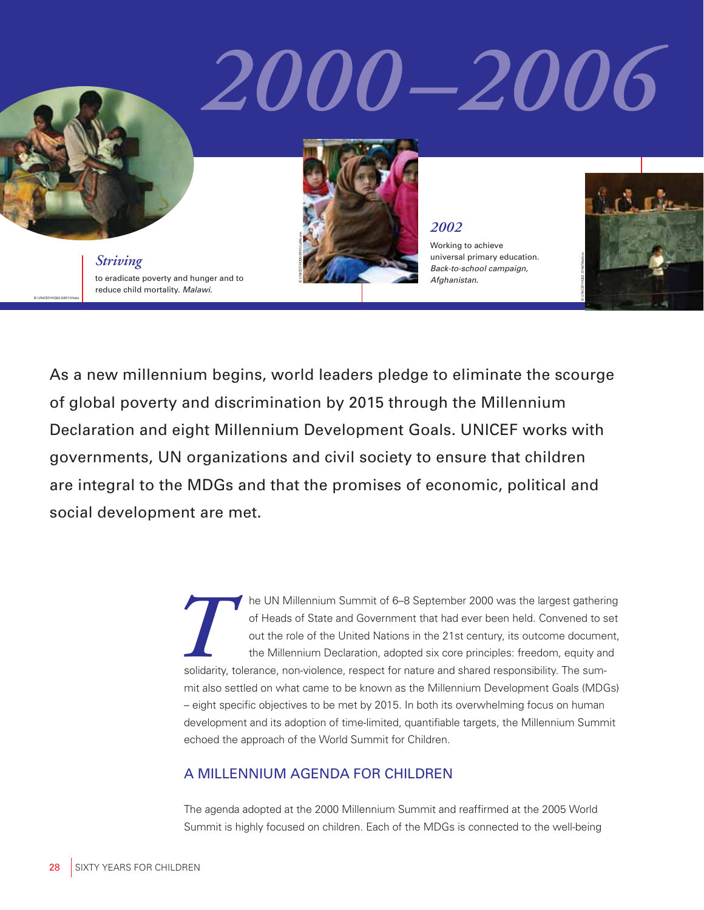# 2000–2006

*Striving*

to eradicate poverty and hunger and to reduce child mortality. *Malawi.*

*2002*

Working to achieve universal primary education. *Back-to-school campaign, Afghanistan.*

As a new millennium begins, world leaders pledge to eliminate the scourge of global poverty and discrimination by 2015 through the Millennium Declaration and eight Millennium Development Goals. UNICEF works with governments, UN organizations and civil society to ensure that children are integral to the MDGs and that the promises of economic, political and social development are met.

The UN Millennium Summit of 6–8 September 2000 was the largest gathering of Heads of State and Government that had ever been held. Convened to set out the role of the United Nations in the 21st century, its outcome document, the Millennium Declaration, adopted six core principles: freedom, equity and solidarity, tolerance, non-violence, respect for nature and shared responsibility. The summit also settled on what came to be known as the Millennium Development Goals (MDGs) – eight specific objectives to be met by 2015. In both its overwhelming focus on human development and its adoption of time-limited, quantifiable targets, the Millennium Summit echoed the approach of the World Summit for Children.

## A MILLENNIUM AGENDA FOR CHILDREN

The agenda adopted at the 2000 Millennium Summit and reaffirmed at the 2005 World Summit is highly focused on children. Each of the MDGs is connected to the well-being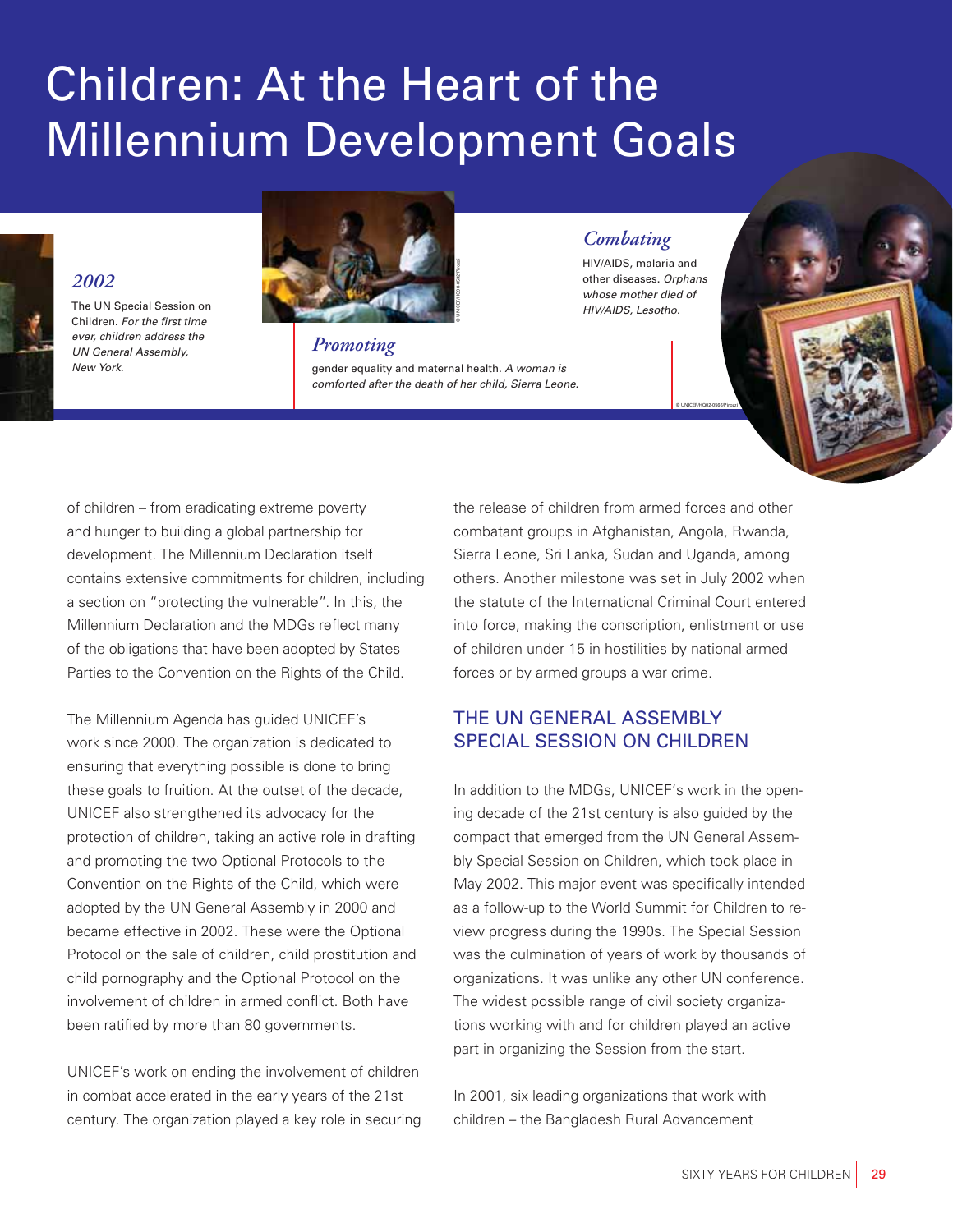# Children: At the Heart of the Millennium Development Goals

*2002*

The UN Special Session on Children. *For the first time ever, children address the UN General Assembly, New York.*

*Promoting*

gender equality and maternal health. *A woman is comforted after the death of her child, Sierra Leone.*

*Combating*

HIV/AIDS, malaria and other diseases. *Orphans whose mother died of HIV/AIDS, Lesotho.*

of children – from eradicating extreme poverty and hunger to building a global partnership for development. The Millennium Declaration itself contains extensive commitments for children, including a section on "protecting the vulnerable". In this, the Millennium Declaration and the MDGs reflect many of the obligations that have been adopted by States Parties to the Convention on the Rights of the Child.

The Millennium Agenda has guided UNICEF's work since 2000. The organization is dedicated to ensuring that everything possible is done to bring these goals to fruition. At the outset of the decade, UNICEF also strengthened its advocacy for the protection of children, taking an active role in drafting and promoting the two Optional Protocols to the Convention on the Rights of the Child, which were adopted by the UN General Assembly in 2000 and became effective in 2002. These were the Optional Protocol on the sale of children, child prostitution and child pornography and the Optional Protocol on the involvement of children in armed conflict. Both have been ratified by more than 80 governments.

UNICEF's work on ending the involvement of children in combat accelerated in the early years of the 21st century. The organization played a key role in securing the release of children from armed forces and other combatant groups in Afghanistan, Angola, Rwanda, Sierra Leone, Sri Lanka, Sudan and Uganda, among others. Another milestone was set in July 2002 when the statute of the International Criminal Court entered into force, making the conscription, enlistment or use of children under 15 in hostilities by national armed forces or by armed groups a war crime.

## THE UN GENERAL ASSEMBLY SPECIAL SESSION ON CHILDREN

In addition to the MDGs, UNICEF's work in the opening decade of the 21st century is also guided by the compact that emerged from the UN General Assembly Special Session on Children, which took place in May 2002. This major event was specifically intended as a follow-up to the World Summit for Children to review progress during the 1990s. The Special Session was the culmination of years of work by thousands of organizations. It was unlike any other UN conference. The widest possible range of civil society organizations working with and for children played an active part in organizing the Session from the start.

In 2001, six leading organizations that work with children – the Bangladesh Rural Advancement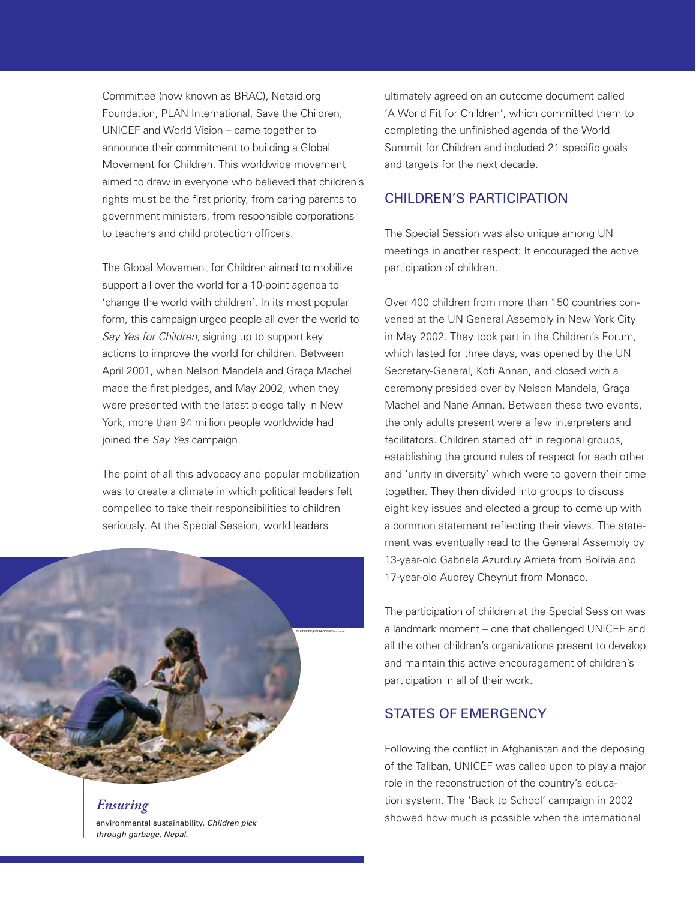Committee (now known as BRAC), Netaid.org Foundation, PLAN International, Save the Children, UNICEF and World Vision – came together to announce their commitment to building a Global Movement for Children. This worldwide movement aimed to draw in everyone who believed that children's rights must be the first priority, from caring parents to government ministers, from responsible corporations to teachers and child protection officers.

The Global Movement for Children aimed to mobilize support all over the world for a 10-point agenda to 'change the world with children'. In its most popular form, this campaign urged people all over the world to *Say Yes for Children*, signing up to support key actions to improve the world for children. Between April 2001, when Nelson Mandela and Graça Machel made the first pledges, and May 2002, when they were presented with the latest pledge tally in New York, more than 94 million people worldwide had joined the *Say Yes* campaign.

The point of all this advocacy and popular mobilization was to create a climate in which political leaders felt compelled to take their responsibilities to children seriously. At the Special Session, world leaders ultimately agreed on an outcome document called 'A World Fit for Children', which committed them to completing the unfinished agenda of the World Summit for Children and included 21 specific goals and targets for the next decade.

*Ensuring* environmental sustainability. *Children pick through garbage, Nepal.*

## CHILDREN'S PARTICIPATION

The Special Session was also unique among UN meetings in another respect: It encouraged the active participation of children.

Over 400 children from more than 150 countries convened at the UN General Assembly in New York City in May 2002. They took part in the Children's Forum, which lasted for three days, was opened by the UN Secretary-General, Kofi Annan, and closed with a ceremony presided over by Nelson Mandela, Graça Machel and Nane Annan. Between these two events, the only adults present were a few interpreters and facilitators. Children started off in regional groups, establishing the ground rules of respect for each other and 'unity in diversity' which were to govern their time together. They then divided into groups to discuss eight key issues and elected a group to come up with a common statement reflecting their views. The statement was eventually read to the General Assembly by 13-year-old Gabriela Azurduy Arrieta from Bolivia and 17-year-old Audrey Cheynut from Monaco.

The participation of children at the Special Session was a landmark moment – one that challenged UNICEF and all the other children's organizations present to develop and maintain this active encouragement of children's participation in all of their work.

## STATES OF EMERGENCY

Following the conflict in Afghanistan and the deposing of the Taliban, UNICEF was called upon to play a major role in the reconstruction of the country's education system. The 'Back to School' campaign in 2002 showed how much is possible when the international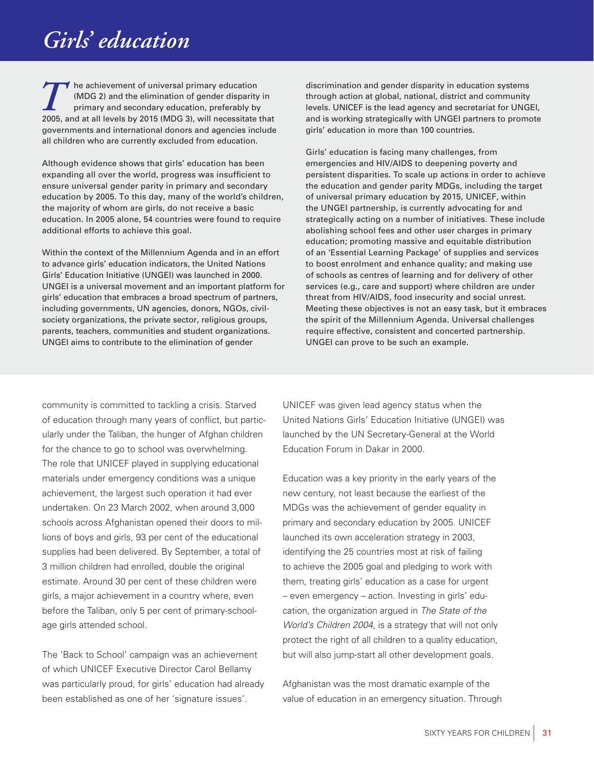# *Girls' education*

The achievement of universal primary education (MDG 2) and the elimination of gender disparity in primary and secondary education, preferably by 2005, and at all levels by 2015 (MDG 3), will necessitate that governments and international donors and agencies include all children who are currently excluded from education.

Although evidence shows that girls' education has been expanding all over the world, progress was insufficient to ensure universal gender parity in primary and secondary education by 2005. To this day, many of the world's children, the majority of whom are girls, do not receive a basic education. In 2005 alone, 54 countries were found to require additional efforts to achieve this goal.

Within the context of the Millennium Agenda and in an effort to advance girls' education indicators, the United Nations Girls' Education Initiative (UNGEI) was launched in 2000. UNGEI is a universal movement and an important platform for girls' education that embraces a broad spectrum of partners, including governments, UN agencies, donors, NGOs, civil-society organizations, the private sector, religious groups, parents, teachers, communities and student organizations. UNGEI aims to contribute to the elimination of gender discrimination and gender disparity in education systems through action at global, national, district and community levels. UNICEF is the lead agency and secretariat for UNGEI, and is working strategically with UNGEI partners to promote girls' education in more than 100 countries.

Girls' education is facing many challenges, from emergencies and HIV/AIDS to deepening poverty and persistent disparities. To scale up actions in order to achieve the education and gender parity MDGs, including the target of universal primary education by 2015, UNICEF, within the UNGEI partnership, is currently advocating for and strategically acting on a number of initiatives. These include abolishing school fees and other user charges in primary education; promoting massive and equitable distribution of an 'Essential Learning Package' of supplies and services to boost enrolment and enhance quality; and making use of schools as centres of learning and for delivery of other services (e.g., care and support) where children are under threat from HIV/AIDS, food insecurity and social unrest. Meeting these objectives is not an easy task, but it embraces the spirit of the Millennium Agenda. Universal challenges require effective, consistent and concerted partnership. UNGEI can prove to be such an example.

community is committed to tackling a crisis. Starved of education through many years of conflict, but particularly under the Taliban, the hunger of Afghan children for the chance to go to school was overwhelming. The role that UNICEF played in supplying educational materials under emergency conditions was a unique achievement, the largest such operation it had ever undertaken. On 23 March 2002, when around 3,000 schools across Afghanistan opened their doors to millions of boys and girls, 93 per cent of the educational supplies had been delivered. By September, a total of 3 million children had enrolled, double the original estimate. Around 30 per cent of these children were girls, a major achievement in a country where, even before the Taliban, only 5 per cent of primary-school-age girls attended school.

The 'Back to School' campaign was an achievement of which UNICEF Executive Director Carol Bellamy was particularly proud, for girls' education had already been established as one of her 'signature issues'. UNICEF was given lead agency status when the United Nations Girls' Education Initiative (UNGEI) was launched by the UN Secretary-General at the World Education Forum in Dakar in 2000.

Education was a key priority in the early years of the new century, not least because the earliest of the MDGs was the achievement of gender equality in primary and secondary education by 2005. UNICEF launched its own acceleration strategy in 2003, identifying the 25 countries most at risk of failing to achieve the 2005 goal and pledging to work with them, treating girls' education as a case for urgent – even emergency – action. Investing in girls' education, the organization argued in *The State of the World's Children 2004*, is a strategy that will not only protect the right of all children to a quality education, but will also jump-start all other development goals.

Afghanistan was the most dramatic example of the value of education in an emergency situation. Through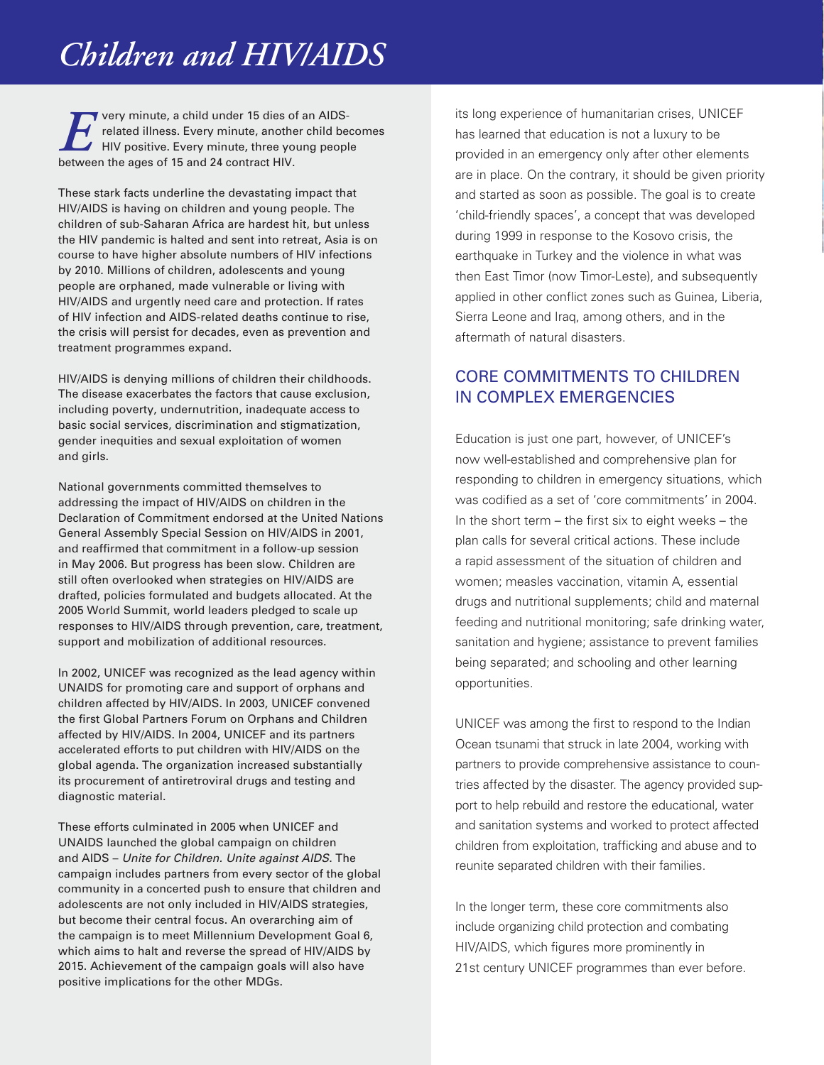# *Children and HIV/AIDS*

Every minute, a child under 15 dies of an AIDS-related illness. Every minute, another child becomes HIV positive. Every minute, three young people between the ages of 15 and 24 contract HIV.

These stark facts underline the devastating impact that HIV/AIDS is having on children and young people. The children of sub-Saharan Africa are hardest hit, but unless the HIV pandemic is halted and sent into retreat, Asia is on course to have higher absolute numbers of HIV infections by 2010. Millions of children, adolescents and young people are orphaned, made vulnerable or living with HIV/AIDS and urgently need care and protection. If rates of HIV infection and AIDS-related deaths continue to rise, the crisis will persist for decades, even as prevention and treatment programmes expand.

HIV/AIDS is denying millions of children their childhoods. The disease exacerbates the factors that cause exclusion, including poverty, undernutrition, inadequate access to basic social services, discrimination and stigmatization, gender inequities and sexual exploitation of women and girls.

National governments committed themselves to addressing the impact of HIV/AIDS on children in the Declaration of Commitment endorsed at the United Nations General Assembly Special Session on HIV/AIDS in 2001, and reaffirmed that commitment in a follow-up session in May 2006. But progress has been slow. Children are still often overlooked when strategies on HIV/AIDS are drafted, policies formulated and budgets allocated. At the 2005 World Summit, world leaders pledged to scale up responses to HIV/AIDS through prevention, care, treatment, support and mobilization of additional resources.

In 2002, UNICEF was recognized as the lead agency within UNAIDS for promoting care and support of orphans and children affected by HIV/AIDS. In 2003, UNICEF convened the first Global Partners Forum on Orphans and Children affected by HIV/AIDS. In 2004, UNICEF and its partners accelerated efforts to put children with HIV/AIDS on the global agenda. The organization increased substantially its procurement of antiretroviral drugs and testing and diagnostic material.

These efforts culminated in 2005 when UNICEF and UNAIDS launched the global campaign on children and AIDS – *Unite for Children. Unite against AIDS*. The campaign includes partners from every sector of the global community in a concerted push to ensure that children and adolescents are not only included in HIV/AIDS strategies, but become their central focus. An overarching aim of the campaign is to meet Millennium Development Goal 6, which aims to halt and reverse the spread of HIV/AIDS by 2015. Achievement of the campaign goals will also have positive implications for the other MDGs.

its long experience of humanitarian crises, UNICEF has learned that education is not a luxury to be provided in an emergency only after other elements are in place. On the contrary, it should be given priority and started as soon as possible. The goal is to create 'child-friendly spaces', a concept that was developed during 1999 in response to the Kosovo crisis, the earthquake in Turkey and the violence in what was then East Timor (now Timor-Leste), and subsequently applied in other conflict zones such as Guinea, Liberia, Sierra Leone and Iraq, among others, and in the aftermath of natural disasters.

## CORE COMMITMENTS TO CHILDREN IN COMPLEX EMERGENCIES

Education is just one part, however, of UNICEF's now well-established and comprehensive plan for responding to children in emergency situations, which was codified as a set of 'core commitments' in 2004. In the short term – the first six to eight weeks – the plan calls for several critical actions. These include a rapid assessment of the situation of children and women; measles vaccination, vitamin A, essential drugs and nutritional supplements; child and maternal feeding and nutritional monitoring; safe drinking water, sanitation and hygiene; assistance to prevent families being separated; and schooling and other learning opportunities.

UNICEF was among the first to respond to the Indian Ocean tsunami that struck in late 2004, working with partners to provide comprehensive assistance to countries affected by the disaster. The agency provided support to help rebuild and restore the educational, water and sanitation systems and worked to protect affected children from exploitation, trafficking and abuse and to reunite separated children with their families.

In the longer term, these core commitments also include organizing child protection and combating HIV/AIDS, which figures more prominently in 21st century UNICEF programmes than ever before.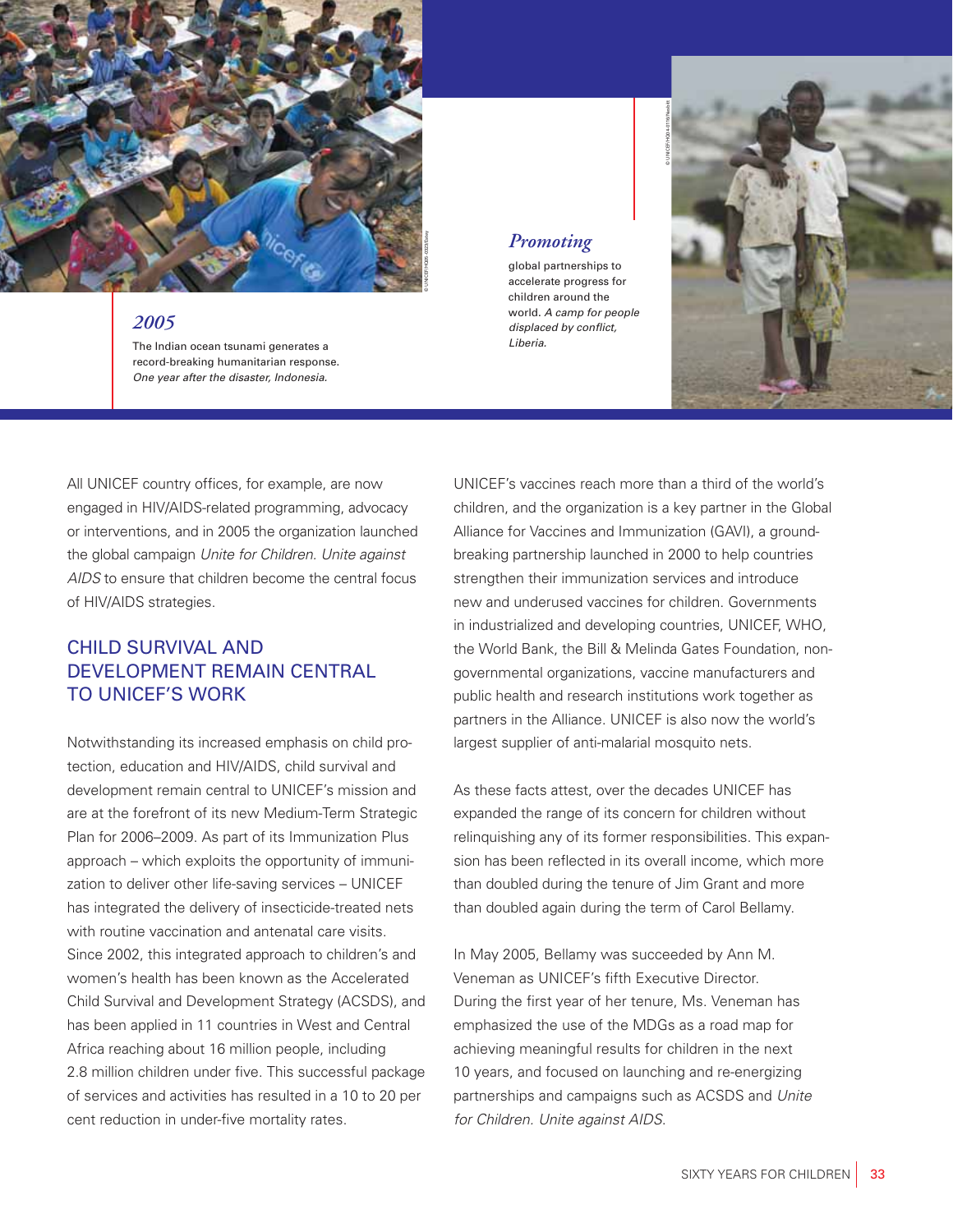*2005*

The Indian ocean tsunami generates a record-breaking humanitarian response. *One year after the disaster, Indonesia.*

*Promoting*

global partnerships to accelerate progress for children around the world. *A camp for people displaced by conflict, Liberia.*

All UNICEF country offices, for example, are now engaged in HIV/AIDS-related programming, advocacy or interventions, and in 2005 the organization launched the global campaign *Unite for Children. Unite against AIDS* to ensure that children become the central focus of HIV/AIDS strategies.

## CHILD SURVIVAL AND DEVELOPMENT REMAIN CENTRAL TO UNICEF'S WORK

Notwithstanding its increased emphasis on child protection, education and HIV/AIDS, child survival and development remain central to UNICEF's mission and are at the forefront of its new Medium-Term Strategic Plan for 2006–2009. As part of its Immunization Plus approach – which exploits the opportunity of immunization to deliver other life-saving services – UNICEF has integrated the delivery of insecticide-treated nets with routine vaccination and antenatal care visits. Since 2002, this integrated approach to children's and women's health has been known as the Accelerated Child Survival and Development Strategy (ACSDS), and has been applied in 11 countries in West and Central Africa reaching about 16 million people, including 2.8 million children under five. This successful package of services and activities has resulted in a 10 to 20 per cent reduction in under-five mortality rates.

UNICEF's vaccines reach more than a third of the world's children, and the organization is a key partner in the Global Alliance for Vaccines and Immunization (GAVI), a ground-breaking partnership launched in 2000 to help countries strengthen their immunization services and introduce new and underused vaccines for children. Governments in industrialized and developing countries, UNICEF, WHO, the World Bank, the Bill & Melinda Gates Foundation, non-governmental organizations, vaccine manufacturers and public health and research institutions work together as partners in the Alliance. UNICEF is also now the world's largest supplier of anti-malarial mosquito nets.

As these facts attest, over the decades UNICEF has expanded the range of its concern for children without relinquishing any of its former responsibilities. This expansion has been reflected in its overall income, which more than doubled during the tenure of Jim Grant and more than doubled again during the term of Carol Bellamy.

In May 2005, Bellamy was succeeded by Ann M. Veneman as UNICEF's fifth Executive Director. During the first year of her tenure, Ms. Veneman has emphasized the use of the MDGs as a road map for achieving meaningful results for children in the next 10 years, and focused on launching and re-energizing partnerships and campaigns such as ACSDS and *Unite for Children. Unite against AIDS.*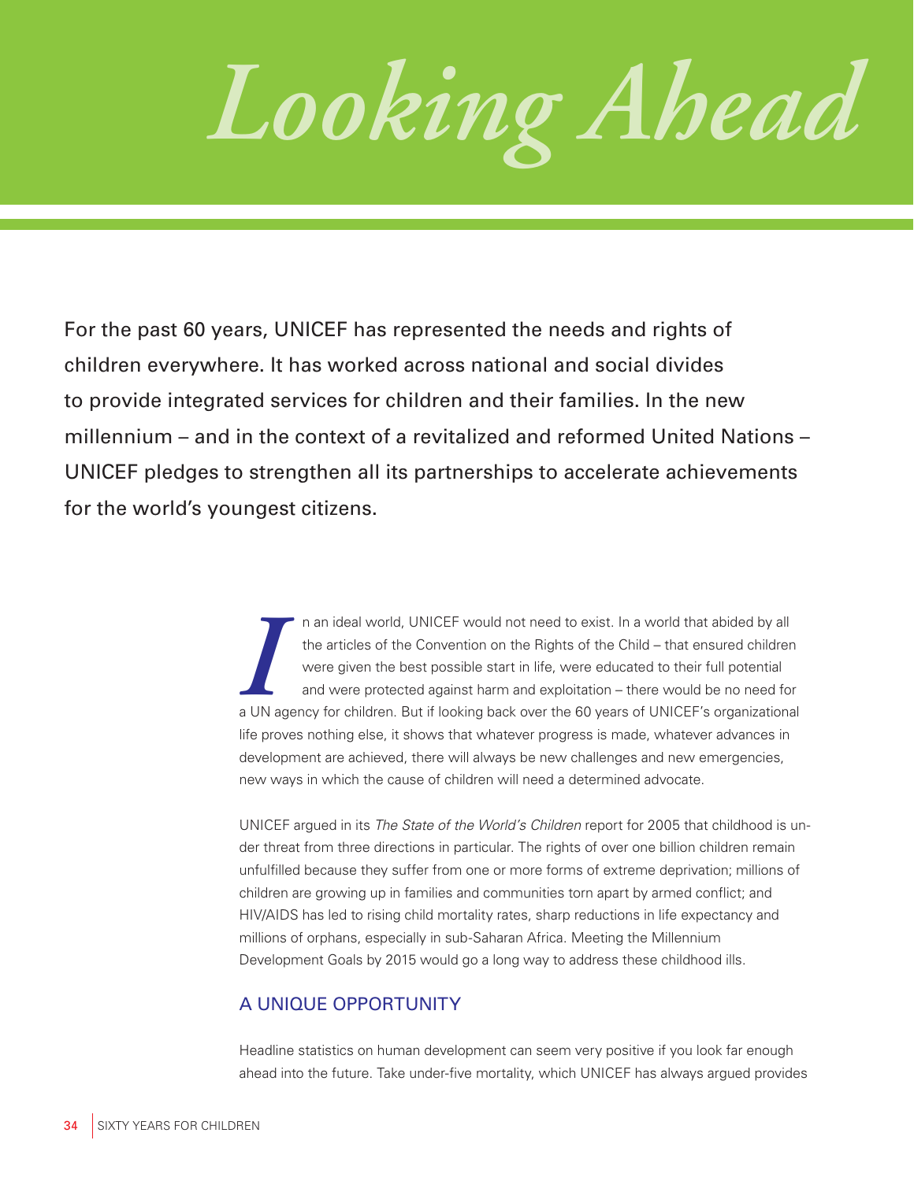# *Looking Ahead*

For the past 60 years, UNICEF has represented the needs and rights of children everywhere. It has worked across national and social divides to provide integrated services for children and their families. In the new millennium – and in the context of a revitalized and reformed United Nations – UNICEF pledges to strengthen all its partnerships to accelerate achievements for the world's youngest citizens.

In an ideal world, UNICEF would not need to exist. In a world that abided by all the articles of the Convention on the Rights of the Child – that ensured children were given the best possible start in life, were educated to their full potential and were protected against harm and exploitation – there would be no need for a UN agency for children. But if looking back over the 60 years of UNICEF's organizational life proves nothing else, it shows that whatever progress is made, whatever advances in development are achieved, there will always be new challenges and new emergencies, new ways in which the cause of children will need a determined advocate.

UNICEF argued in its *The State of the World's Children* report for 2005 that childhood is under threat from three directions in particular. The rights of over one billion children remain unfulfilled because they suffer from one or more forms of extreme deprivation; millions of children are growing up in families and communities torn apart by armed conflict; and HIV/AIDS has led to rising child mortality rates, sharp reductions in life expectancy and millions of orphans, especially in sub-Saharan Africa. Meeting the Millennium Development Goals by 2015 would go a long way to address these childhood ills.

## A UNIQUE OPPORTUNITY

Headline statistics on human development can seem very positive if you look far enough ahead into the future. Take under-five mortality, which UNICEF has always argued provides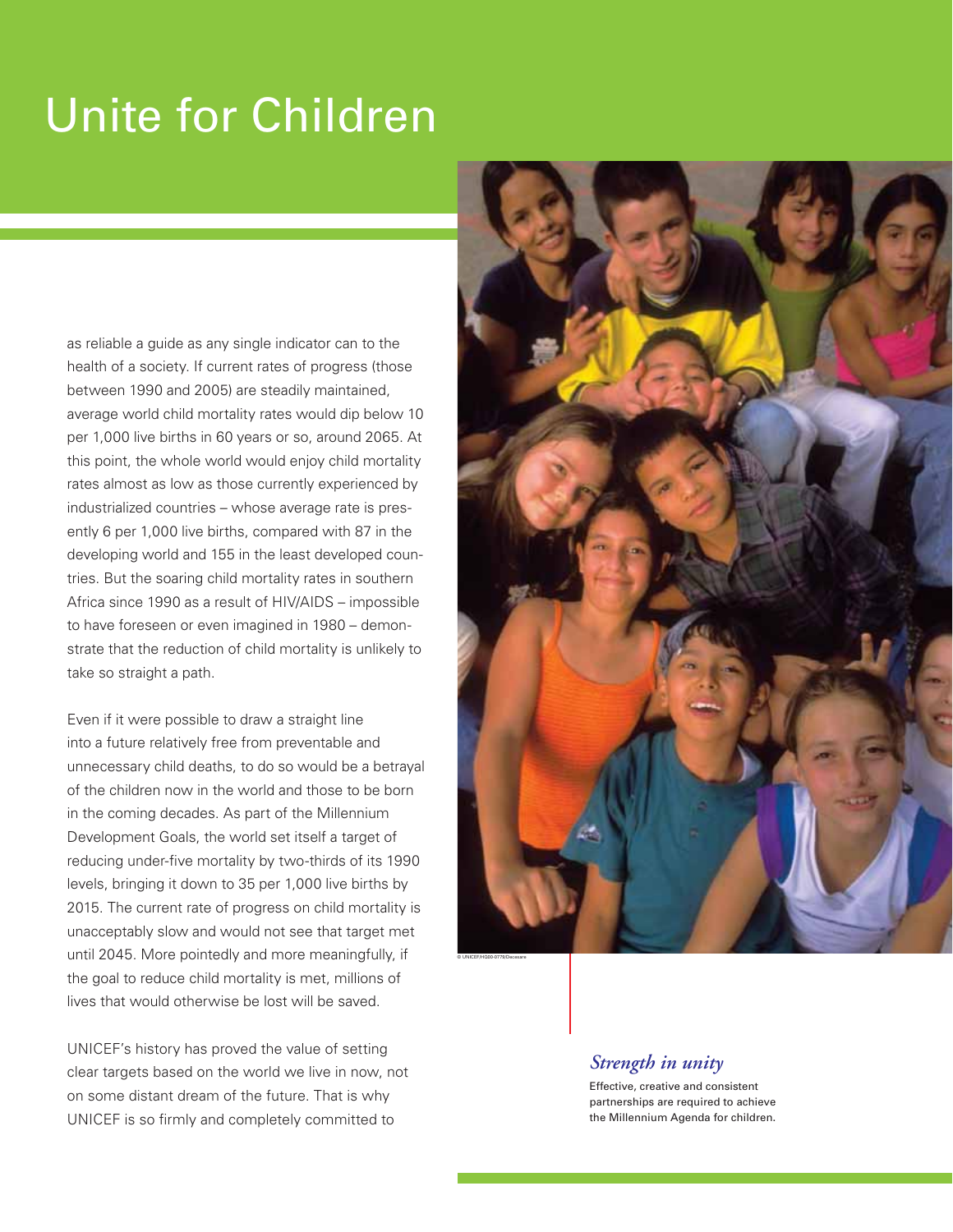# Unite for Children

as reliable a guide as any single indicator can to the health of a society. If current rates of progress (those between 1990 and 2005) are steadily maintained, average world child mortality rates would dip below 10 per 1,000 live births in 60 years or so, around 2065. At this point, the whole world would enjoy child mortality rates almost as low as those currently experienced by industrialized countries – whose average rate is presently 6 per 1,000 live births, compared with 87 in the developing world and 155 in the least developed countries. But the soaring child mortality rates in southern Africa since 1990 as a result of HIV/AIDS – impossible to have foreseen or even imagined in 1980 – demonstrate that the reduction of child mortality is unlikely to take so straight a path.

Even if it were possible to draw a straight line into a future relatively free from preventable and unnecessary child deaths, to do so would be a betrayal of the children now in the world and those to be born in the coming decades. As part of the Millennium Development Goals, the world set itself a target of reducing under-five mortality by two-thirds of its 1990 levels, bringing it down to 35 per 1,000 live births by 2015. The current rate of progress on child mortality is unacceptably slow and would not see that target met until 2045. More pointedly and more meaningfully, if the goal to reduce child mortality is met, millions of lives that would otherwise be lost will be saved.

UNICEF's history has proved the value of setting clear targets based on the world we live in now, not on some distant dream of the future. That is why UNICEF is so firmly and completely committed to

© UNICEF/HQ00-0779/Decesare

*Strength in unity*

Effective, creative and consistent partnerships are required to achieve the Millennium Agenda for children.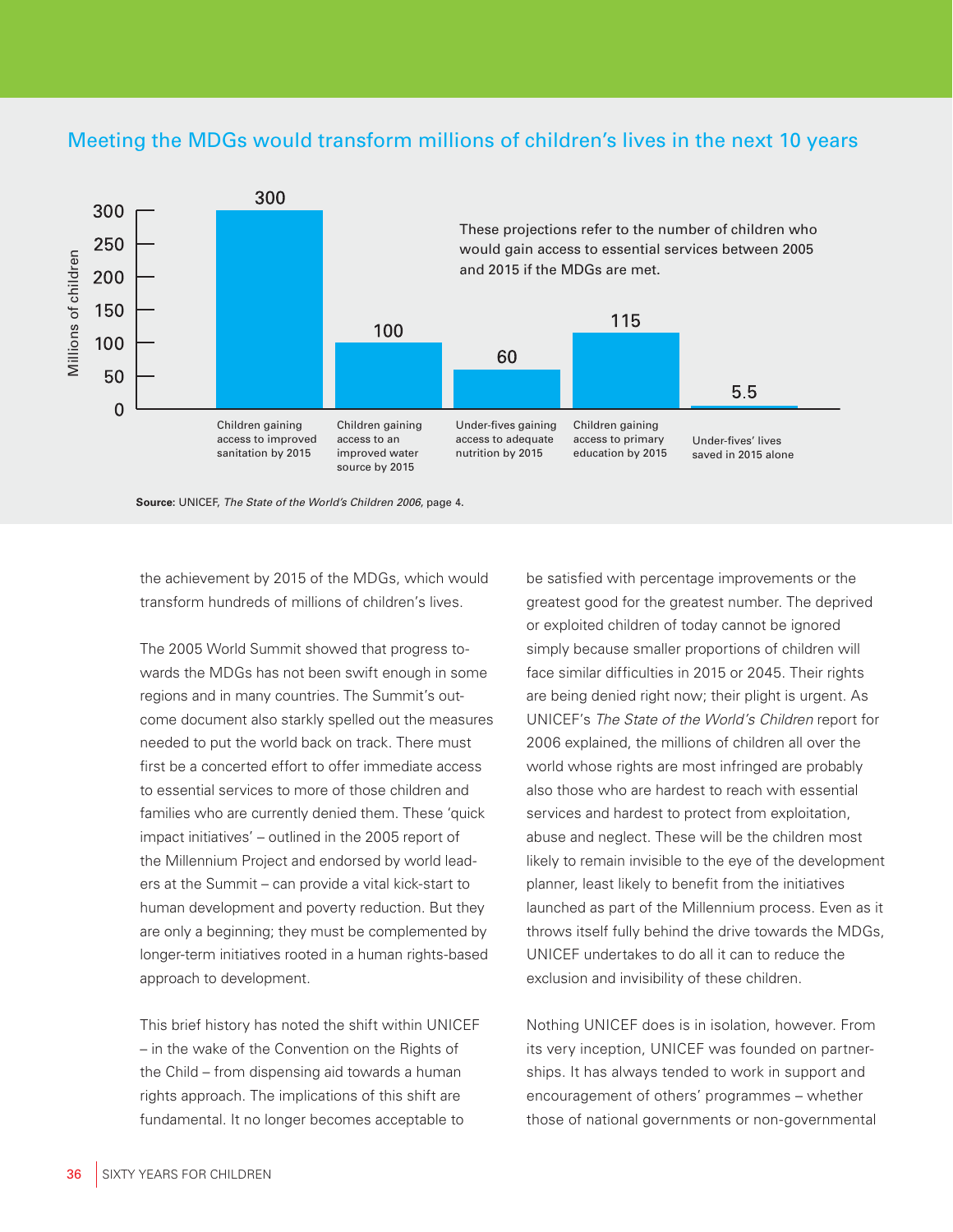## Meeting the MDGs would transform millions of children's lives in the next 10 years

| Category | Millions of children |
|---|---|
| Children gaining access to improved sanitation by 2015 | 300 |
| Children gaining access to an improved water source by 2015 | 100 |
| Under-fives gaining access to adequate nutrition by 2015 | 60 |
| Children gaining access to primary education by 2015 | 115 |
| Under-fives' lives saved in 2015 alone | 5.5 |

These projections refer to the number of children who would gain access to essential services between 2005 and 2015 if the MDGs are met.

**Source:** UNICEF, *The State of the World's Children 2006*, page 4.

the achievement by 2015 of the MDGs, which would transform hundreds of millions of children's lives.

The 2005 World Summit showed that progress towards the MDGs has not been swift enough in some regions and in many countries. The Summit's outcome document also starkly spelled out the measures needed to put the world back on track. There must first be a concerted effort to offer immediate access to essential services to more of those children and families who are currently denied them. These 'quick impact initiatives' – outlined in the 2005 report of the Millennium Project and endorsed by world leaders at the Summit – can provide a vital kick-start to human development and poverty reduction. But they are only a beginning; they must be complemented by longer-term initiatives rooted in a human rights-based approach to development.

This brief history has noted the shift within UNICEF – in the wake of the Convention on the Rights of the Child – from dispensing aid towards a human rights approach. The implications of this shift are fundamental. It no longer becomes acceptable to be satisfied with percentage improvements or the greatest good for the greatest number. The deprived or exploited children of today cannot be ignored simply because smaller proportions of children will face similar difficulties in 2015 or 2045. Their rights are being denied right now; their plight is urgent. As UNICEF's *The State of the World's Children* report for 2006 explained, the millions of children all over the world whose rights are most infringed are probably also those who are hardest to reach with essential services and hardest to protect from exploitation, abuse and neglect. These will be the children most likely to remain invisible to the eye of the development planner, least likely to benefit from the initiatives launched as part of the Millennium process. Even as it throws itself fully behind the drive towards the MDGs, UNICEF undertakes to do all it can to reduce the exclusion and invisibility of these children.

Nothing UNICEF does is in isolation, however. From its very inception, UNICEF was founded on partnerships. It has always tended to work in support and encouragement of others' programmes – whether those of national governments or non-governmental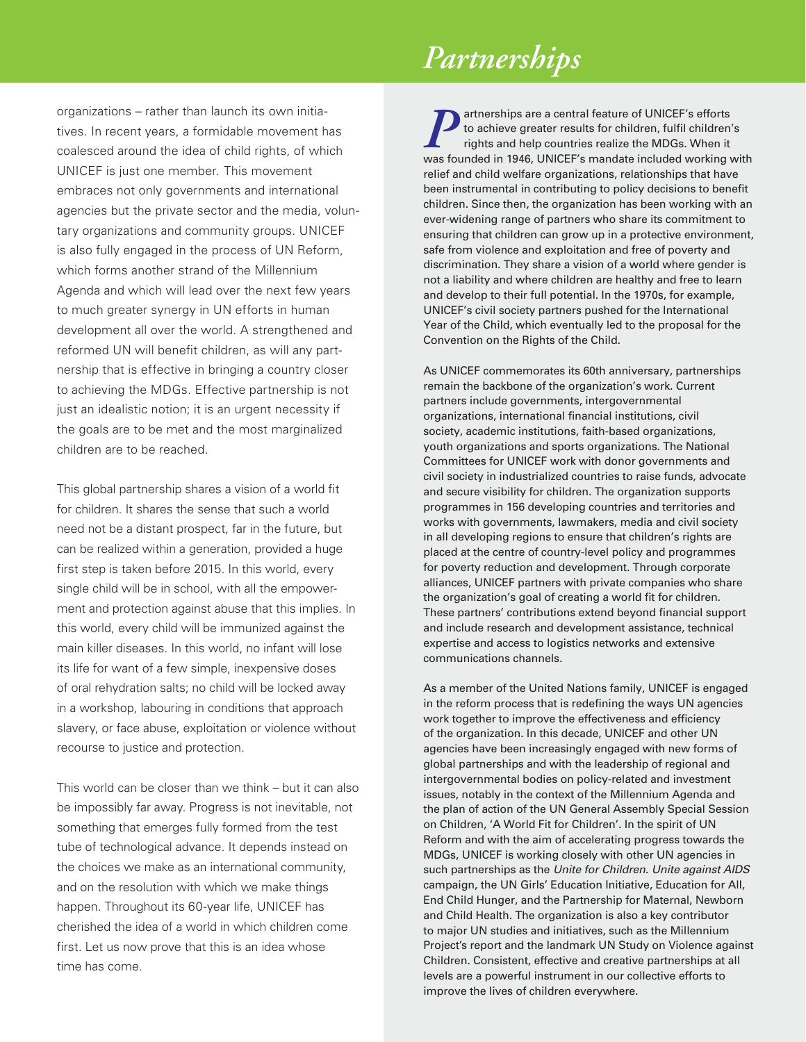organizations – rather than launch its own initiatives. In recent years, a formidable movement has coalesced around the idea of child rights, of which UNICEF is just one member. This movement embraces not only governments and international agencies but the private sector and the media, voluntary organizations and community groups. UNICEF is also fully engaged in the process of UN Reform, which forms another strand of the Millennium Agenda and which will lead over the next few years to much greater synergy in UN efforts in human development all over the world. A strengthened and reformed UN will benefit children, as will any partnership that is effective in bringing a country closer to achieving the MDGs. Effective partnership is not just an idealistic notion; it is an urgent necessity if the goals are to be met and the most marginalized children are to be reached.

This global partnership shares a vision of a world fit for children. It shares the sense that such a world need not be a distant prospect, far in the future, but can be realized within a generation, provided a huge first step is taken before 2015. In this world, every single child will be in school, with all the empowerment and protection against abuse that this implies. In this world, every child will be immunized against the main killer diseases. In this world, no infant will lose its life for want of a few simple, inexpensive doses of oral rehydration salts; no child will be locked away in a workshop, labouring in conditions that approach slavery, or face abuse, exploitation or violence without recourse to justice and protection.

This world can be closer than we think – but it can also be impossibly far away. Progress is not inevitable, not something that emerges fully formed from the test tube of technological advance. It depends instead on the choices we make as an international community, and on the resolution with which we make things happen. Throughout its 60-year life, UNICEF has cherished the idea of a world in which children come first. Let us now prove that this is an idea whose time has come.

# *Partnerships*

Partnerships are a central feature of UNICEF's efforts to achieve greater results for children, fulfil children's rights and help countries realize the MDGs. When it was founded in 1946, UNICEF's mandate included working with relief and child welfare organizations, relationships that have been instrumental in contributing to policy decisions to benefit children. Since then, the organization has been working with an ever-widening range of partners who share its commitment to ensuring that children can grow up in a protective environment, safe from violence and exploitation and free of poverty and discrimination. They share a vision of a world where gender is not a liability and where children are healthy and free to learn and develop to their full potential. In the 1970s, for example, UNICEF's civil society partners pushed for the International Year of the Child, which eventually led to the proposal for the Convention on the Rights of the Child.

As UNICEF commemorates its 60th anniversary, partnerships remain the backbone of the organization's work. Current partners include governments, intergovernmental organizations, international financial institutions, civil society, academic institutions, faith-based organizations, youth organizations and sports organizations. The National Committees for UNICEF work with donor governments and civil society in industrialized countries to raise funds, advocate and secure visibility for children. The organization supports programmes in 156 developing countries and territories and works with governments, lawmakers, media and civil society in all developing regions to ensure that children's rights are placed at the centre of country-level policy and programmes for poverty reduction and development. Through corporate alliances, UNICEF partners with private companies who share the organization's goal of creating a world fit for children. These partners' contributions extend beyond financial support and include research and development assistance, technical expertise and access to logistics networks and extensive communications channels.

As a member of the United Nations family, UNICEF is engaged in the reform process that is redefining the ways UN agencies work together to improve the effectiveness and efficiency of the organization. In this decade, UNICEF and other UN agencies have been increasingly engaged with new forms of global partnerships and with the leadership of regional and intergovernmental bodies on policy-related and investment issues, notably in the context of the Millennium Agenda and the plan of action of the UN General Assembly Special Session on Children, 'A World Fit for Children'. In the spirit of UN Reform and with the aim of accelerating progress towards the MDGs, UNICEF is working closely with other UN agencies in such partnerships as the *Unite for Children. Unite against AIDS* campaign, the UN Girls' Education Initiative, Education for All, End Child Hunger, and the Partnership for Maternal, Newborn and Child Health. The organization is also a key contributor to major UN studies and initiatives, such as the Millennium Project's report and the landmark UN Study on Violence against Children. Consistent, effective and creative partnerships at all levels are a powerful instrument in our collective efforts to improve the lives of children everywhere.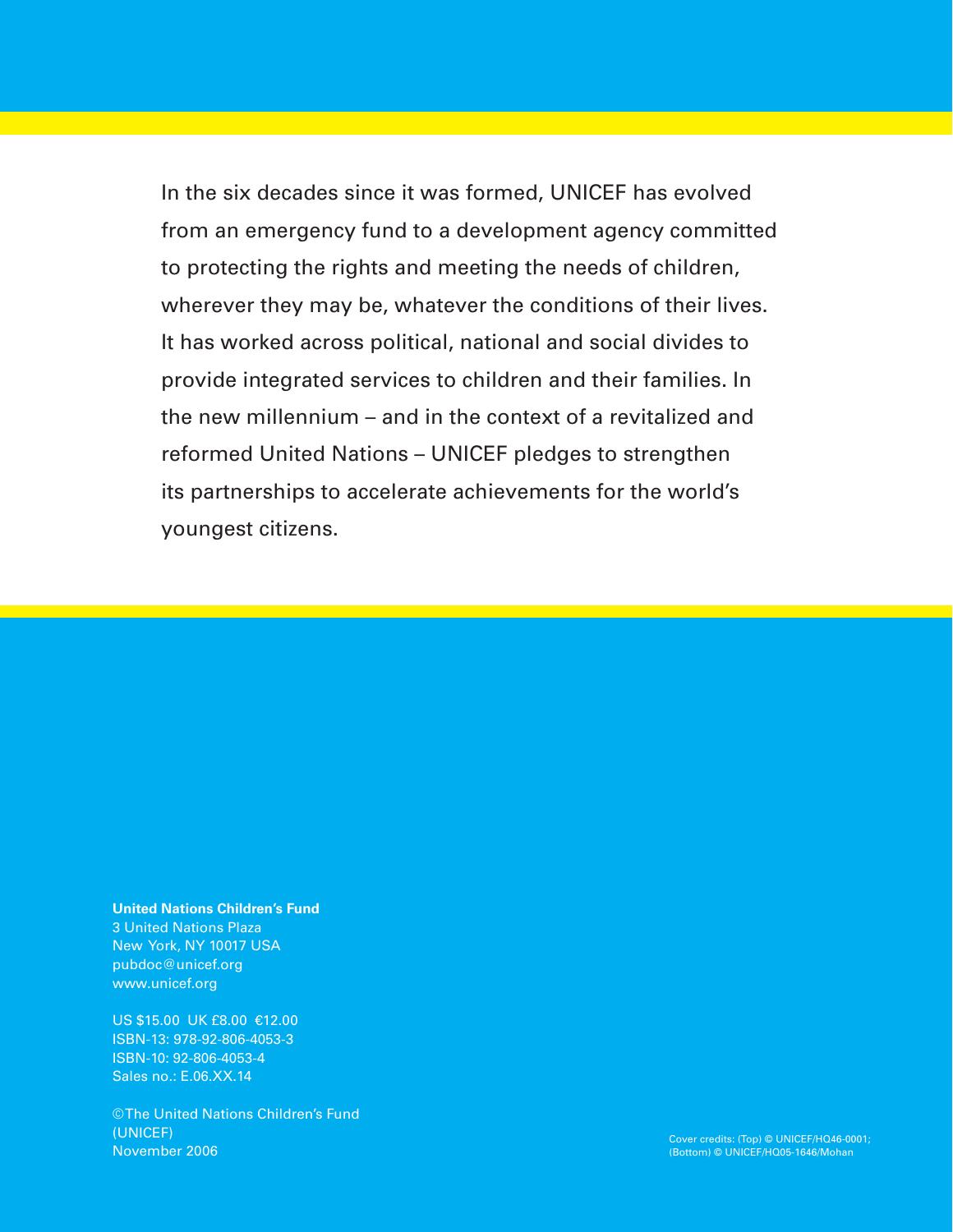In the six decades since it was formed, UNICEF has evolved from an emergency fund to a development agency committed to protecting the rights and meeting the needs of children, wherever they may be, whatever the conditions of their lives. It has worked across political, national and social divides to provide integrated services to children and their families. In the new millennium – and in the context of a revitalized and reformed United Nations – UNICEF pledges to strengthen its partnerships to accelerate achievements for the world's youngest citizens.

**United Nations Children's Fund**
3 United Nations Plaza
New York, NY 10017 USA
pubdoc@unicef.org
www.unicef.org

US $15.00 UK £8.00 €12.00
ISBN-13: 978-92-806-4053-3
ISBN-10: 92-806-4053-4
Sales no.: E.06.XX.14

©The United Nations Children's Fund (UNICEF)
November 2006

Cover credits: (Top) © UNICEF/HQ46-0001; (Bottom) © UNICEF/HQ05-1646/Mohan